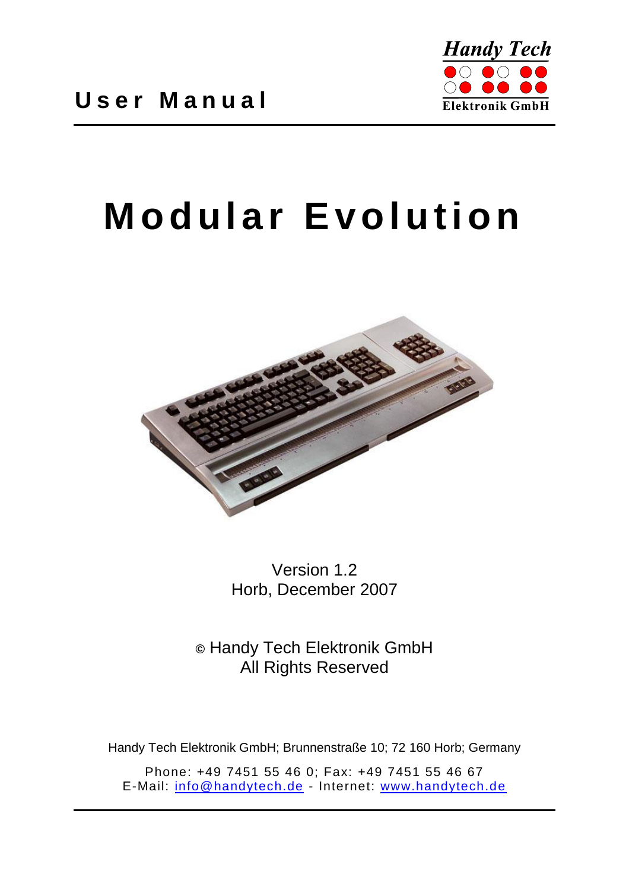User Manual

Handy Tech
Elektronik GmbH

# Modular Evolution

Version 1.2
Horb, December 2007

© Handy Tech Elektronik GmbH
All Rights Reserved

Handy Tech Elektronik GmbH; Brunnenstraße 10; 72 160 Horb; Germany

Phone: +49 7451 55 46 0; Fax: +49 7451 55 46 67
E-Mail: info@handytech.de - Internet: www.handytech.de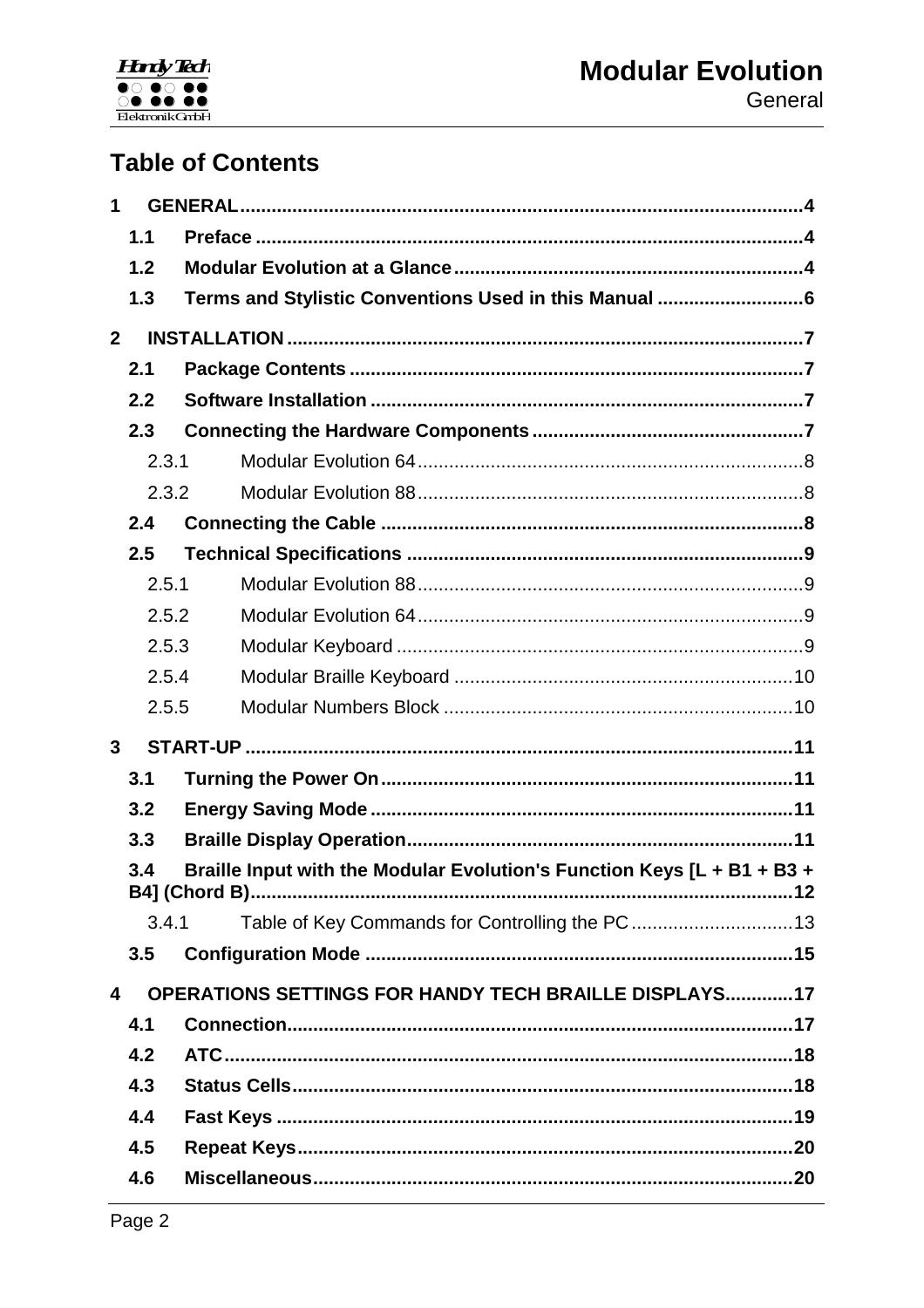# Table of Contents

**1 GENERAL....................................................................................................4**

- **1.1 Preface ........................................................................................................4**
- **1.2 Modular Evolution at a Glance...................................................................4**
- **1.3 Terms and Stylistic Conventions Used in this Manual ............................6**

**2 INSTALLATION ..................................................................................................7**

- **2.1 Package Contents ......................................................................................7**
- **2.2 Software Installation ..................................................................................7**
- **2.3 Connecting the Hardware Components ...................................................7**
  - 2.3.1 Modular Evolution 64..........................................................................8
  - 2.3.2 Modular Evolution 88..........................................................................8
- **2.4 Connecting the Cable ................................................................................8**
- **2.5 Technical Specifications ...........................................................................9**
  - 2.5.1 Modular Evolution 88..........................................................................9
  - 2.5.2 Modular Evolution 64..........................................................................9
  - 2.5.3 Modular Keyboard .............................................................................9
  - 2.5.4 Modular Braille Keyboard .................................................................10
  - 2.5.5 Modular Numbers Block ...................................................................10

**3 START-UP .........................................................................................................11**

- **3.1 Turning the Power On...............................................................................11**
- **3.2 Energy Saving Mode .................................................................................11**
- **3.3 Braille Display Operation..........................................................................11**
- **3.4 Braille Input with the Modular Evolution's Function Keys [L + B1 + B3 + B4] (Chord B)......................................................................................................12**
  - 3.4.1 Table of Key Commands for Controlling the PC...............................13
- **3.5 Configuration Mode .................................................................................15**

**4 OPERATIONS SETTINGS FOR HANDY TECH BRAILLE DISPLAYS.............17**

- **4.1 Connection................................................................................................17**
- **4.2 ATC............................................................................................................18**
- **4.3 Status Cells...............................................................................................18**
- **4.4 Fast Keys ..................................................................................................19**
- **4.5 Repeat Keys..............................................................................................20**
- **4.6 Miscellaneous............................................................................................20**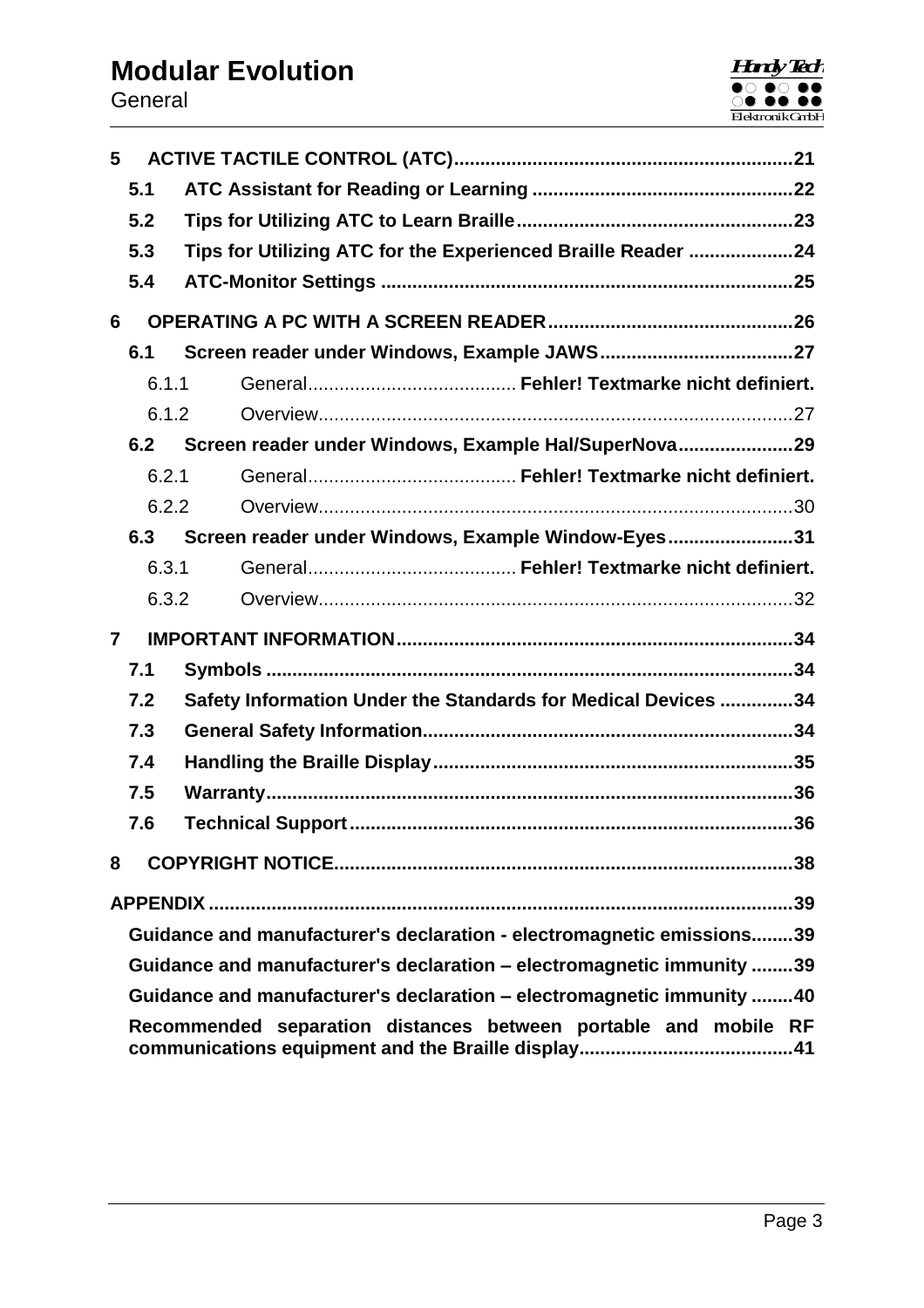**5 ACTIVE TACTILE CONTROL (ATC)........................................................21**

**5.1 ATC Assistant for Reading or Learning ..........................................22**

**5.2 Tips for Utilizing ATC to Learn Braille............................................23**

**5.3 Tips for Utilizing ATC for the Experienced Braille Reader ....................24**

**5.4 ATC-Monitor Settings ....................................................................25**

**6 OPERATING A PC WITH A SCREEN READER...............................................26**

**6.1 Screen reader under Windows, Example JAWS....................................27**

6.1.1 General........................................ **Fehler! Textmarke nicht definiert.**

6.1.2 Overview..........................................................................................27

**6.2 Screen reader under Windows, Example Hal/SuperNova......................29**

6.2.1 General........................................ **Fehler! Textmarke nicht definiert.**

6.2.2 Overview..........................................................................................30

**6.3 Screen reader under Windows, Example Window-Eyes........................31**

6.3.1 General........................................ **Fehler! Textmarke nicht definiert.**

6.3.2 Overview..........................................................................................32

**7 IMPORTANT INFORMATION............................................................................34**

**7.1 Symbols ...................................................................................................34**

**7.2 Safety Information Under the Standards for Medical Devices .............34**

**7.3 General Safety Information......................................................................34**

**7.4 Handling the Braille Display....................................................................35**

**7.5 Warranty...................................................................................................36**

**7.6 Technical Support.....................................................................................36**

**8 COPYRIGHT NOTICE.......................................................................................38**

**APPENDIX .............................................................................................................39**

**Guidance and manufacturer's declaration - electromagnetic emissions........39**

**Guidance and manufacturer's declaration – electromagnetic immunity ........39**

**Guidance and manufacturer's declaration – electromagnetic immunity ........40**

**Recommended separation distances between portable and mobile RF communications equipment and the Braille display........................................41**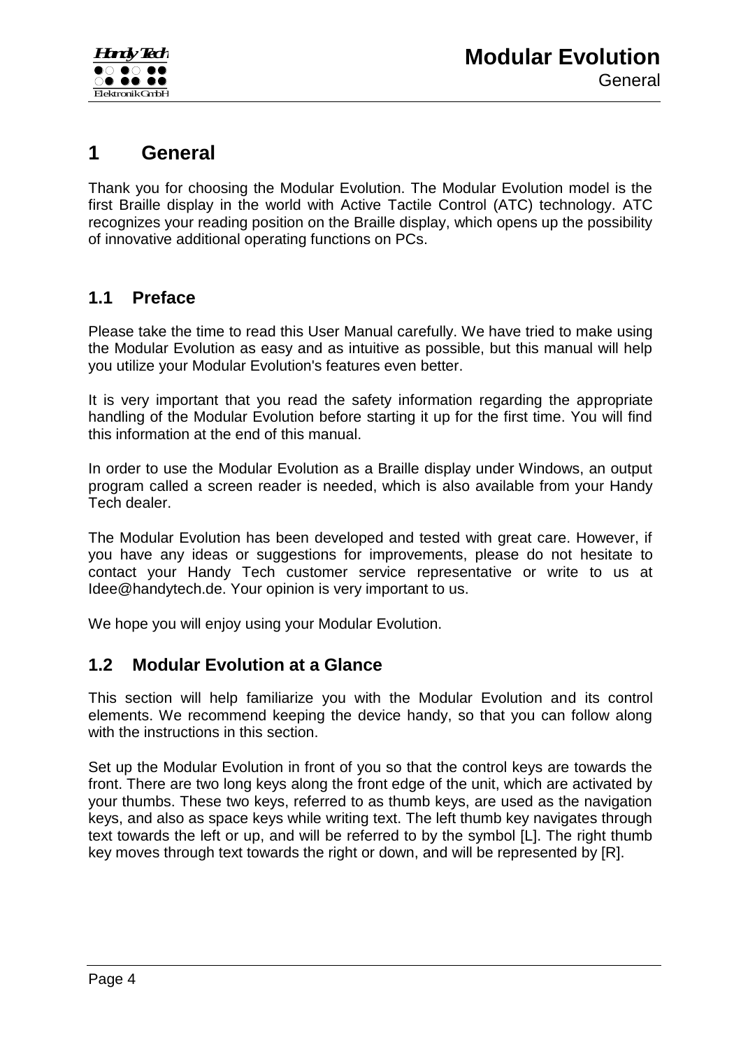# 1 General

Thank you for choosing the Modular Evolution. The Modular Evolution model is the first Braille display in the world with Active Tactile Control (ATC) technology. ATC recognizes your reading position on the Braille display, which opens up the possibility of innovative additional operating functions on PCs.

## 1.1 Preface

Please take the time to read this User Manual carefully. We have tried to make using the Modular Evolution as easy and as intuitive as possible, but this manual will help you utilize your Modular Evolution's features even better.

It is very important that you read the safety information regarding the appropriate handling of the Modular Evolution before starting it up for the first time. You will find this information at the end of this manual.

In order to use the Modular Evolution as a Braille display under Windows, an output program called a screen reader is needed, which is also available from your Handy Tech dealer.

The Modular Evolution has been developed and tested with great care. However, if you have any ideas or suggestions for improvements, please do not hesitate to contact your Handy Tech customer service representative or write to us at Idee@handytech.de. Your opinion is very important to us.

We hope you will enjoy using your Modular Evolution.

## 1.2 Modular Evolution at a Glance

This section will help familiarize you with the Modular Evolution and its control elements. We recommend keeping the device handy, so that you can follow along with the instructions in this section.

Set up the Modular Evolution in front of you so that the control keys are towards the front. There are two long keys along the front edge of the unit, which are activated by your thumbs. These two keys, referred to as thumb keys, are used as the navigation keys, and also as space keys while writing text. The left thumb key navigates through text towards the left or up, and will be referred to by the symbol [L]. The right thumb key moves through text towards the right or down, and will be represented by [R].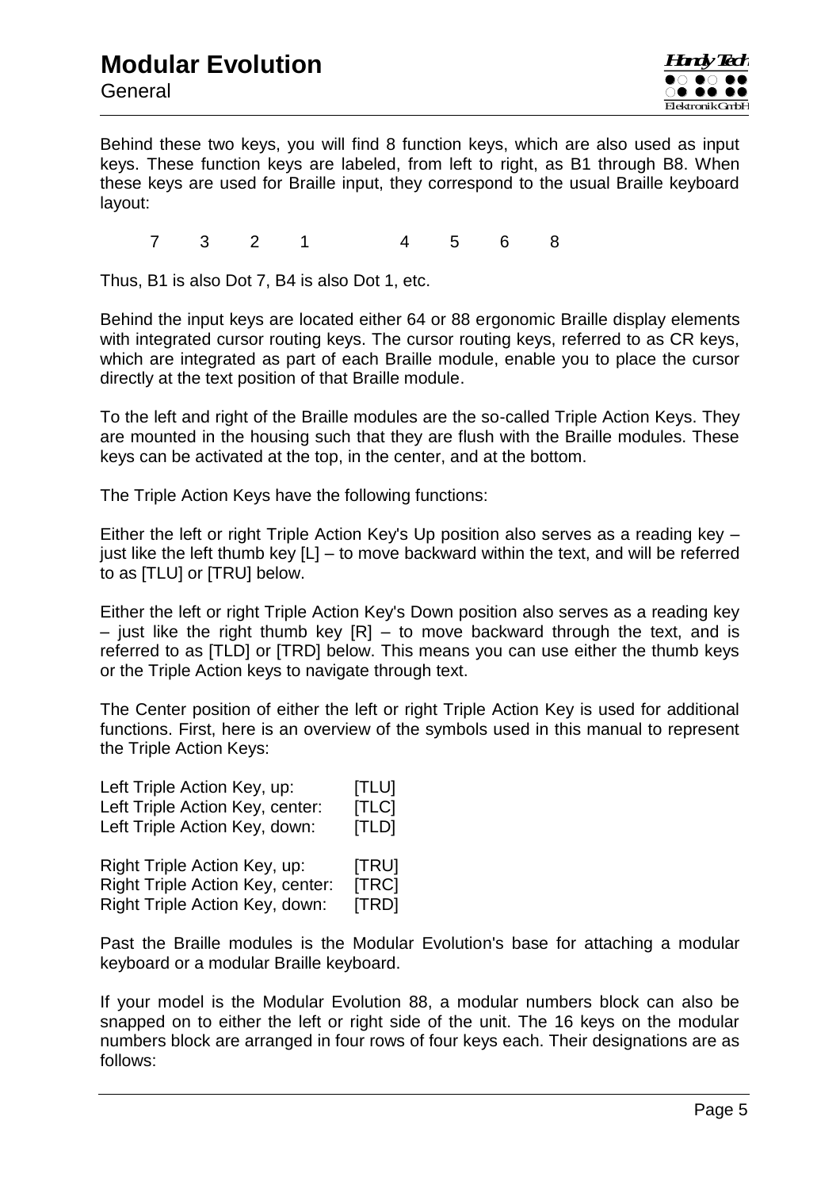Behind these two keys, you will find 8 function keys, which are also used as input keys. These function keys are labeled, from left to right, as B1 through B8. When these keys are used for Braille input, they correspond to the usual Braille keyboard layout:

7 3 2 1 4 5 6 8

Thus, B1 is also Dot 7, B4 is also Dot 1, etc.

Behind the input keys are located either 64 or 88 ergonomic Braille display elements with integrated cursor routing keys. The cursor routing keys, referred to as CR keys, which are integrated as part of each Braille module, enable you to place the cursor directly at the text position of that Braille module.

To the left and right of the Braille modules are the so-called Triple Action Keys. They are mounted in the housing such that they are flush with the Braille modules. These keys can be activated at the top, in the center, and at the bottom.

The Triple Action Keys have the following functions:

Either the left or right Triple Action Key's Up position also serves as a reading key – just like the left thumb key [L] – to move backward within the text, and will be referred to as [TLU] or [TRU] below.

Either the left or right Triple Action Key's Down position also serves as a reading key – just like the right thumb key [R] – to move backward through the text, and is referred to as [TLD] or [TRD] below. This means you can use either the thumb keys or the Triple Action keys to navigate through text.

The Center position of either the left or right Triple Action Key is used for additional functions. First, here is an overview of the symbols used in this manual to represent the Triple Action Keys:

Left Triple Action Key, up: [TLU]
Left Triple Action Key, center: [TLC]
Left Triple Action Key, down: [TLD]

Right Triple Action Key, up: [TRU]
Right Triple Action Key, center: [TRC]
Right Triple Action Key, down: [TRD]

Past the Braille modules is the Modular Evolution's base for attaching a modular keyboard or a modular Braille keyboard.

If your model is the Modular Evolution 88, a modular numbers block can also be snapped on to either the left or right side of the unit. The 16 keys on the modular numbers block are arranged in four rows of four keys each. Their designations are as follows: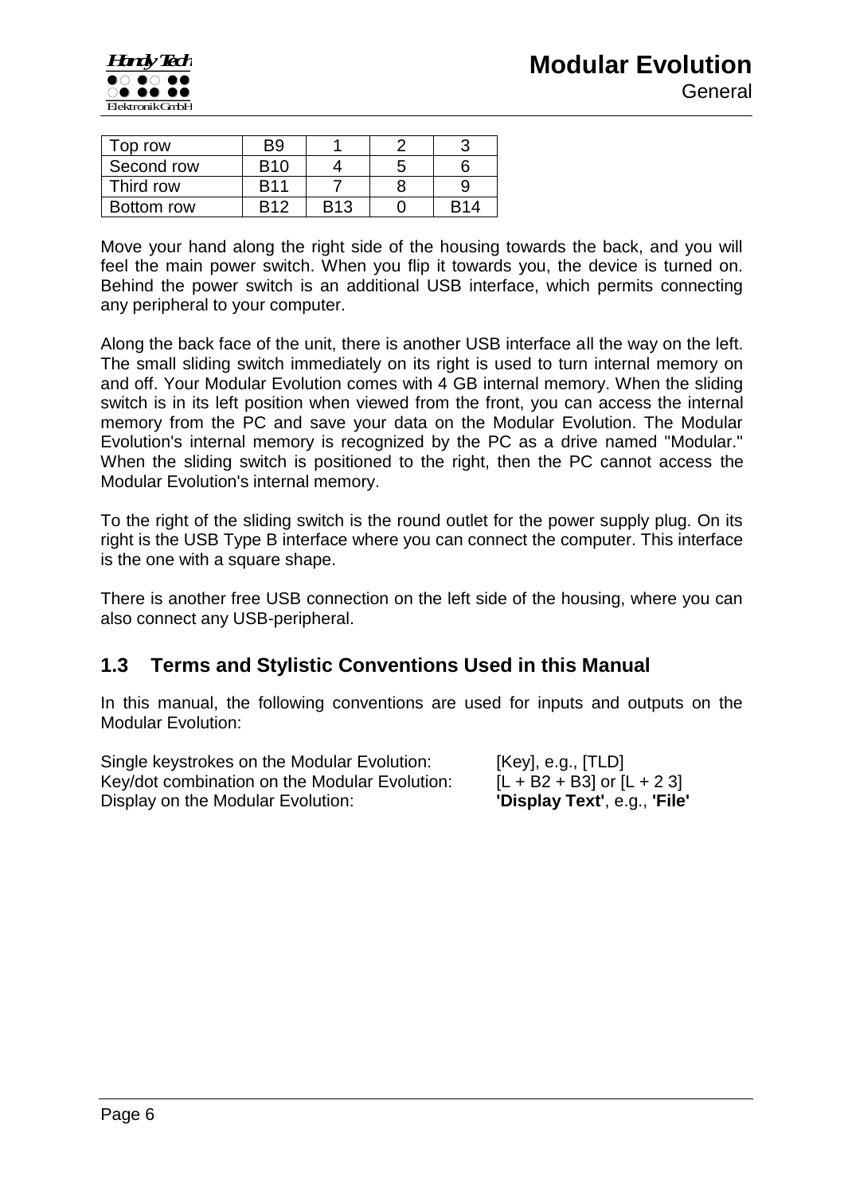| | | | | |
|---|---|---|---|---|
| Top row | B9 | 1 | 2 | 3 |
| Second row | B10 | 4 | 5 | 6 |
| Third row | B11 | 7 | 8 | 9 |
| Bottom row | B12 | B13 | 0 | B14 |

Move your hand along the right side of the housing towards the back, and you will feel the main power switch. When you flip it towards you, the device is turned on. Behind the power switch is an additional USB interface, which permits connecting any peripheral to your computer.

Along the back face of the unit, there is another USB interface all the way on the left. The small sliding switch immediately on its right is used to turn internal memory on and off. Your Modular Evolution comes with 4 GB internal memory. When the sliding switch is in its left position when viewed from the front, you can access the internal memory from the PC and save your data on the Modular Evolution. The Modular Evolution's internal memory is recognized by the PC as a drive named "Modular." When the sliding switch is positioned to the right, then the PC cannot access the Modular Evolution's internal memory.

To the right of the sliding switch is the round outlet for the power supply plug. On its right is the USB Type B interface where you can connect the computer. This interface is the one with a square shape.

There is another free USB connection on the left side of the housing, where you can also connect any USB-peripheral.

## 1.3 Terms and Stylistic Conventions Used in this Manual

In this manual, the following conventions are used for inputs and outputs on the Modular Evolution:

Single keystrokes on the Modular Evolution: [Key], e.g., [TLD]
Key/dot combination on the Modular Evolution: [L + B2 + B3] or [L + 2 3]
Display on the Modular Evolution: **'Display Text'**, e.g., **'File'**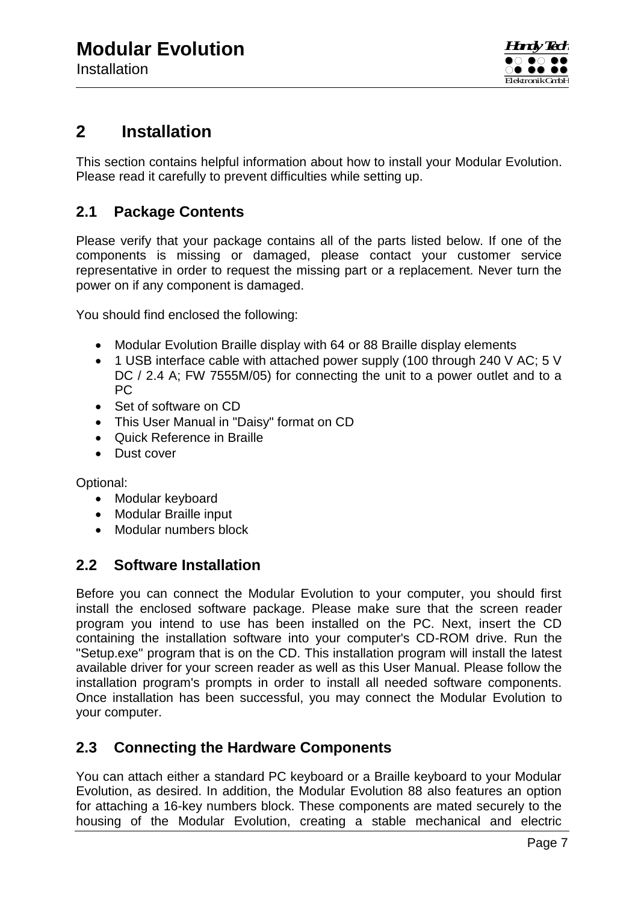# 2 Installation

This section contains helpful information about how to install your Modular Evolution. Please read it carefully to prevent difficulties while setting up.

## 2.1 Package Contents

Please verify that your package contains all of the parts listed below. If one of the components is missing or damaged, please contact your customer service representative in order to request the missing part or a replacement. Never turn the power on if any component is damaged.

You should find enclosed the following:

- Modular Evolution Braille display with 64 or 88 Braille display elements
- 1 USB interface cable with attached power supply (100 through 240 V AC; 5 V DC / 2.4 A; FW 7555M/05) for connecting the unit to a power outlet and to a PC
- Set of software on CD
- This User Manual in "Daisy" format on CD
- Quick Reference in Braille
- Dust cover

Optional:

- Modular keyboard
- Modular Braille input
- Modular numbers block

## 2.2 Software Installation

Before you can connect the Modular Evolution to your computer, you should first install the enclosed software package. Please make sure that the screen reader program you intend to use has been installed on the PC. Next, insert the CD containing the installation software into your computer's CD-ROM drive. Run the "Setup.exe" program that is on the CD. This installation program will install the latest available driver for your screen reader as well as this User Manual. Please follow the installation program's prompts in order to install all needed software components. Once installation has been successful, you may connect the Modular Evolution to your computer.

## 2.3 Connecting the Hardware Components

You can attach either a standard PC keyboard or a Braille keyboard to your Modular Evolution, as desired. In addition, the Modular Evolution 88 also features an option for attaching a 16-key numbers block. These components are mated securely to the housing of the Modular Evolution, creating a stable mechanical and electric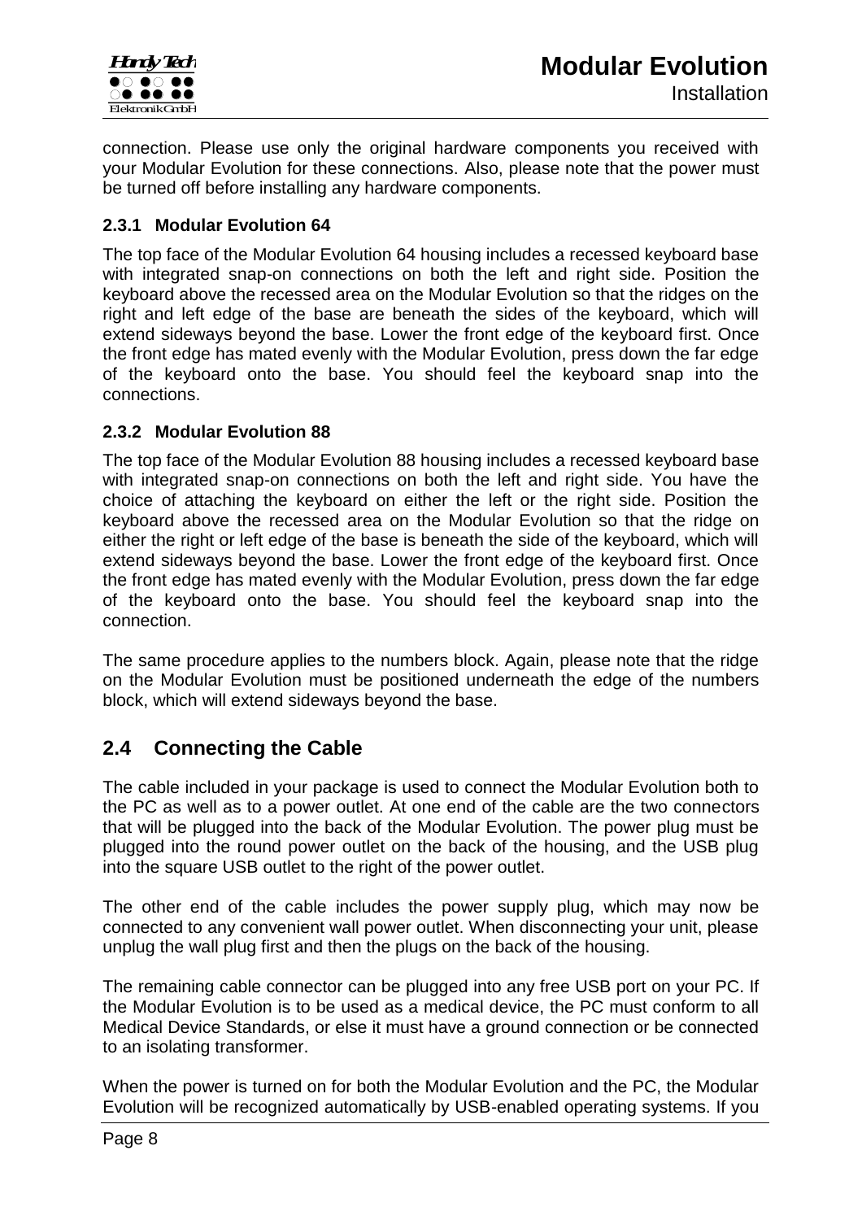connection. Please use only the original hardware components you received with your Modular Evolution for these connections. Also, please note that the power must be turned off before installing any hardware components.

### 2.3.1 Modular Evolution 64

The top face of the Modular Evolution 64 housing includes a recessed keyboard base with integrated snap-on connections on both the left and right side. Position the keyboard above the recessed area on the Modular Evolution so that the ridges on the right and left edge of the base are beneath the sides of the keyboard, which will extend sideways beyond the base. Lower the front edge of the keyboard first. Once the front edge has mated evenly with the Modular Evolution, press down the far edge of the keyboard onto the base. You should feel the keyboard snap into the connections.

### 2.3.2 Modular Evolution 88

The top face of the Modular Evolution 88 housing includes a recessed keyboard base with integrated snap-on connections on both the left and right side. You have the choice of attaching the keyboard on either the left or the right side. Position the keyboard above the recessed area on the Modular Evolution so that the ridge on either the right or left edge of the base is beneath the side of the keyboard, which will extend sideways beyond the base. Lower the front edge of the keyboard first. Once the front edge has mated evenly with the Modular Evolution, press down the far edge of the keyboard onto the base. You should feel the keyboard snap into the connection.

The same procedure applies to the numbers block. Again, please note that the ridge on the Modular Evolution must be positioned underneath the edge of the numbers block, which will extend sideways beyond the base.

## 2.4 Connecting the Cable

The cable included in your package is used to connect the Modular Evolution both to the PC as well as to a power outlet. At one end of the cable are the two connectors that will be plugged into the back of the Modular Evolution. The power plug must be plugged into the round power outlet on the back of the housing, and the USB plug into the square USB outlet to the right of the power outlet.

The other end of the cable includes the power supply plug, which may now be connected to any convenient wall power outlet. When disconnecting your unit, please unplug the wall plug first and then the plugs on the back of the housing.

The remaining cable connector can be plugged into any free USB port on your PC. If the Modular Evolution is to be used as a medical device, the PC must conform to all Medical Device Standards, or else it must have a ground connection or be connected to an isolating transformer.

When the power is turned on for both the Modular Evolution and the PC, the Modular Evolution will be recognized automatically by USB-enabled operating systems. If you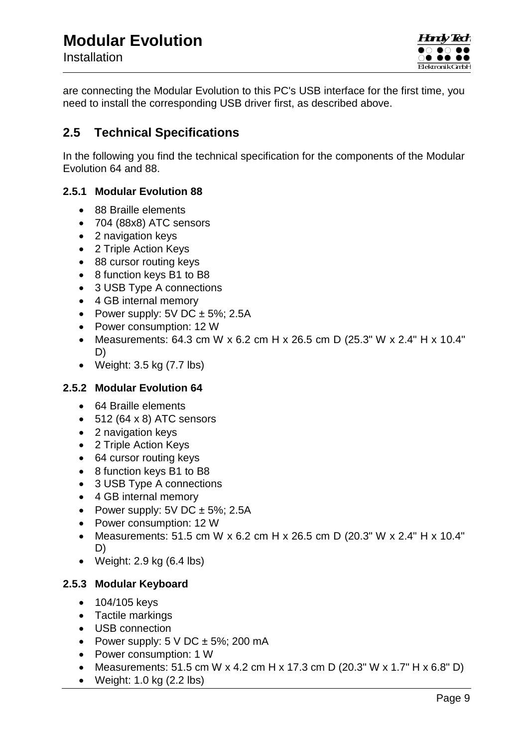are connecting the Modular Evolution to this PC's USB interface for the first time, you need to install the corresponding USB driver first, as described above.

## 2.5 Technical Specifications

In the following you find the technical specification for the components of the Modular Evolution 64 and 88.

### 2.5.1 Modular Evolution 88

- 88 Braille elements
- 704 (88x8) ATC sensors
- 2 navigation keys
- 2 Triple Action Keys
- 88 cursor routing keys
- 8 function keys B1 to B8
- 3 USB Type A connections
- 4 GB internal memory
- Power supply: 5V DC ± 5%; 2.5A
- Power consumption: 12 W
- Measurements: 64.3 cm W x 6.2 cm H x 26.5 cm D (25.3" W x 2.4" H x 10.4" D)
- Weight: 3.5 kg (7.7 lbs)

### 2.5.2 Modular Evolution 64

- 64 Braille elements
- 512 (64 x 8) ATC sensors
- 2 navigation keys
- 2 Triple Action Keys
- 64 cursor routing keys
- 8 function keys B1 to B8
- 3 USB Type A connections
- 4 GB internal memory
- Power supply: 5V DC ± 5%; 2.5A
- Power consumption: 12 W
- Measurements: 51.5 cm W x 6.2 cm H x 26.5 cm D (20.3" W x 2.4" H x 10.4" D)
- Weight: 2.9 kg (6.4 lbs)

### 2.5.3 Modular Keyboard

- 104/105 keys
- Tactile markings
- USB connection
- Power supply: 5 V DC ± 5%; 200 mA
- Power consumption: 1 W
- Measurements: 51.5 cm W x 4.2 cm H x 17.3 cm D (20.3" W x 1.7" H x 6.8" D)
- Weight: 1.0 kg (2.2 lbs)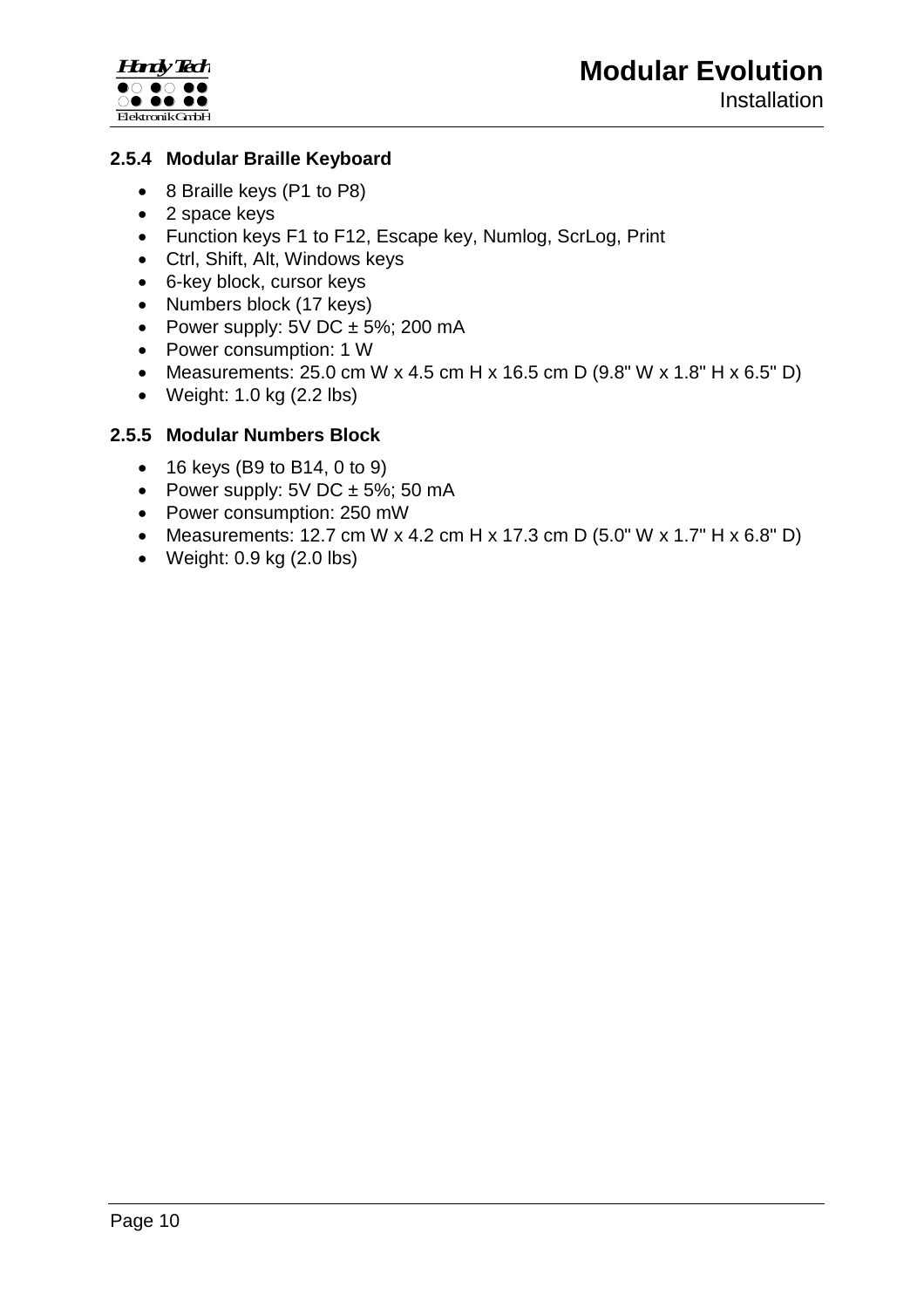### 2.5.4 Modular Braille Keyboard

- 8 Braille keys (P1 to P8)
- 2 space keys
- Function keys F1 to F12, Escape key, Numlog, ScrLog, Print
- Ctrl, Shift, Alt, Windows keys
- 6-key block, cursor keys
- Numbers block (17 keys)
- Power supply: 5V DC ± 5%; 200 mA
- Power consumption: 1 W
- Measurements: 25.0 cm W x 4.5 cm H x 16.5 cm D (9.8" W x 1.8" H x 6.5" D)
- Weight: 1.0 kg (2.2 lbs)

### 2.5.5 Modular Numbers Block

- 16 keys (B9 to B14, 0 to 9)
- Power supply: 5V DC ± 5%; 50 mA
- Power consumption: 250 mW
- Measurements: 12.7 cm W x 4.2 cm H x 17.3 cm D (5.0" W x 1.7" H x 6.8" D)
- Weight: 0.9 kg (2.0 lbs)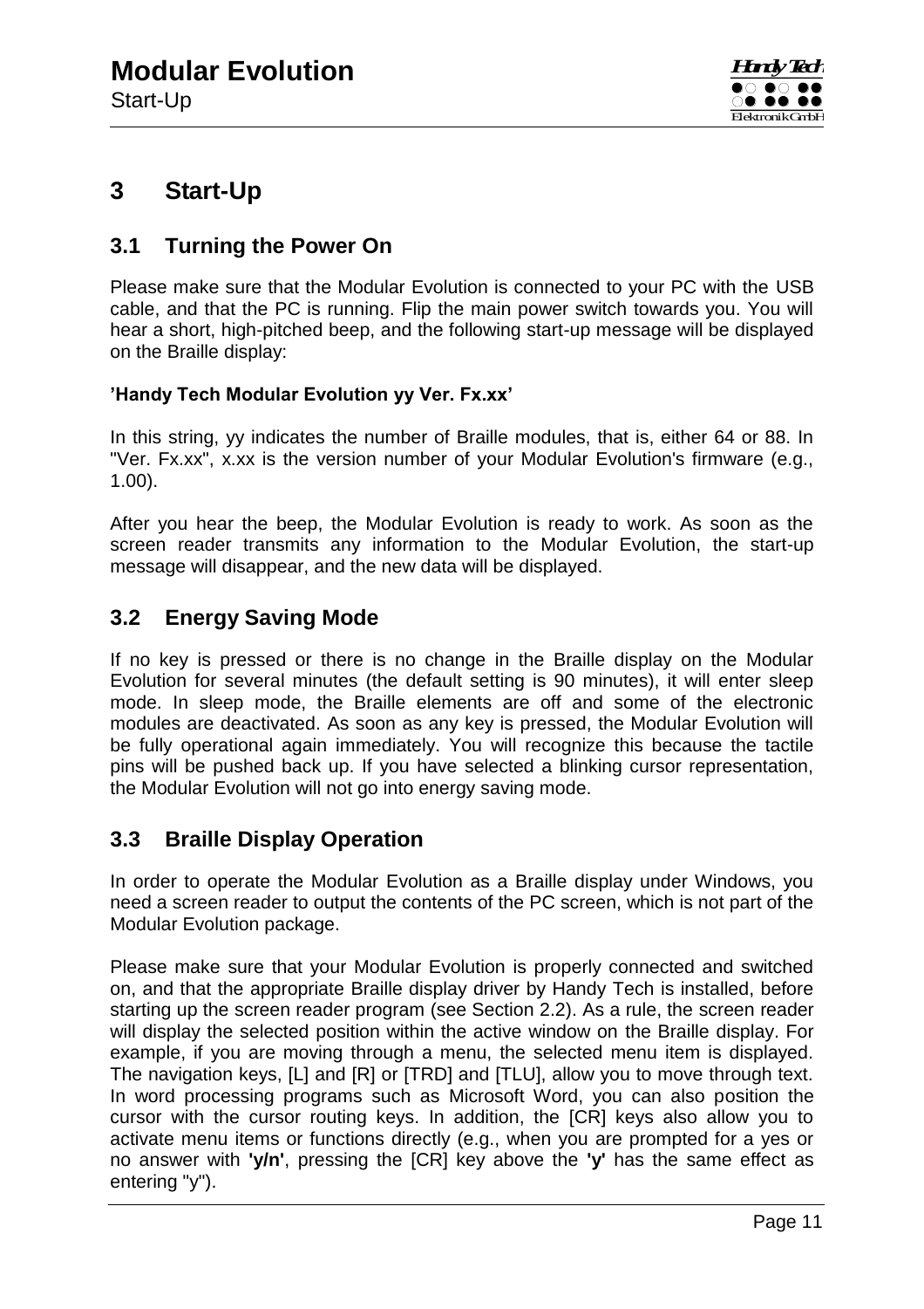# 3 Start-Up

## 3.1 Turning the Power On

Please make sure that the Modular Evolution is connected to your PC with the USB cable, and that the PC is running. Flip the main power switch towards you. You will hear a short, high-pitched beep, and the following start-up message will be displayed on the Braille display:

**’Handy Tech Modular Evolution yy Ver. Fx.xx’**

In this string, yy indicates the number of Braille modules, that is, either 64 or 88. In "Ver. Fx.xx", x.xx is the version number of your Modular Evolution's firmware (e.g., 1.00).

After you hear the beep, the Modular Evolution is ready to work. As soon as the screen reader transmits any information to the Modular Evolution, the start-up message will disappear, and the new data will be displayed.

## 3.2 Energy Saving Mode

If no key is pressed or there is no change in the Braille display on the Modular Evolution for several minutes (the default setting is 90 minutes), it will enter sleep mode. In sleep mode, the Braille elements are off and some of the electronic modules are deactivated. As soon as any key is pressed, the Modular Evolution will be fully operational again immediately. You will recognize this because the tactile pins will be pushed back up. If you have selected a blinking cursor representation, the Modular Evolution will not go into energy saving mode.

## 3.3 Braille Display Operation

In order to operate the Modular Evolution as a Braille display under Windows, you need a screen reader to output the contents of the PC screen, which is not part of the Modular Evolution package.

Please make sure that your Modular Evolution is properly connected and switched on, and that the appropriate Braille display driver by Handy Tech is installed, before starting up the screen reader program (see Section 2.2). As a rule, the screen reader will display the selected position within the active window on the Braille display. For example, if you are moving through a menu, the selected menu item is displayed. The navigation keys, [L] and [R] or [TRD] and [TLU], allow you to move through text. In word processing programs such as Microsoft Word, you can also position the cursor with the cursor routing keys. In addition, the [CR] keys also allow you to activate menu items or functions directly (e.g., when you are prompted for a yes or no answer with **'y/n'**, pressing the [CR] key above the **'y'** has the same effect as entering "y").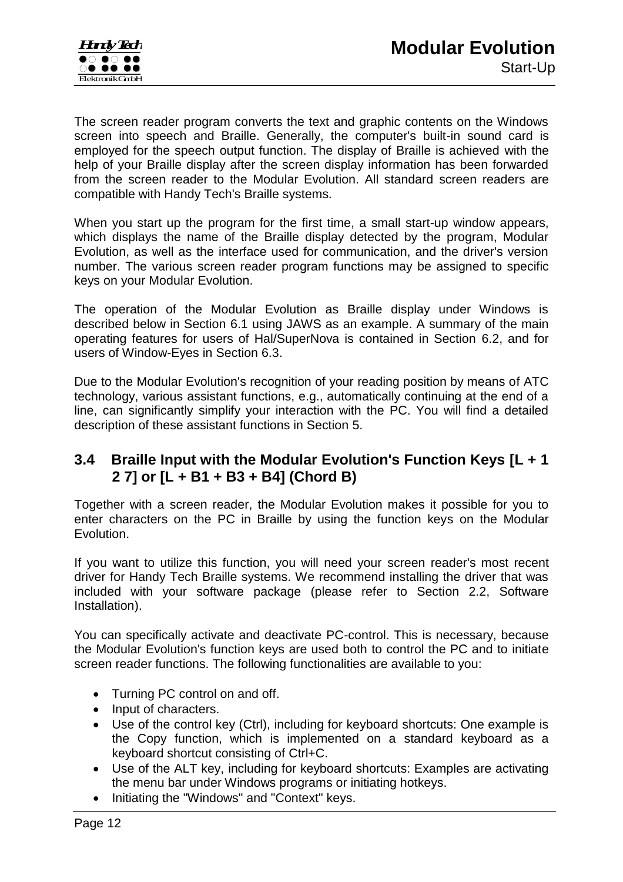The screen reader program converts the text and graphic contents on the Windows screen into speech and Braille. Generally, the computer's built-in sound card is employed for the speech output function. The display of Braille is achieved with the help of your Braille display after the screen display information has been forwarded from the screen reader to the Modular Evolution. All standard screen readers are compatible with Handy Tech's Braille systems.

When you start up the program for the first time, a small start-up window appears, which displays the name of the Braille display detected by the program, Modular Evolution, as well as the interface used for communication, and the driver's version number. The various screen reader program functions may be assigned to specific keys on your Modular Evolution.

The operation of the Modular Evolution as Braille display under Windows is described below in Section 6.1 using JAWS as an example. A summary of the main operating features for users of Hal/SuperNova is contained in Section 6.2, and for users of Window-Eyes in Section 6.3.

Due to the Modular Evolution's recognition of your reading position by means of ATC technology, various assistant functions, e.g., automatically continuing at the end of a line, can significantly simplify your interaction with the PC. You will find a detailed description of these assistant functions in Section 5.

## 3.4 Braille Input with the Modular Evolution's Function Keys [L + 1 2 7] or [L + B1 + B3 + B4] (Chord B)

Together with a screen reader, the Modular Evolution makes it possible for you to enter characters on the PC in Braille by using the function keys on the Modular Evolution.

If you want to utilize this function, you will need your screen reader's most recent driver for Handy Tech Braille systems. We recommend installing the driver that was included with your software package (please refer to Section 2.2, Software Installation).

You can specifically activate and deactivate PC-control. This is necessary, because the Modular Evolution's function keys are used both to control the PC and to initiate screen reader functions. The following functionalities are available to you:

- Turning PC control on and off.
- Input of characters.
- Use of the control key (Ctrl), including for keyboard shortcuts: One example is the Copy function, which is implemented on a standard keyboard as a keyboard shortcut consisting of Ctrl+C.
- Use of the ALT key, including for keyboard shortcuts: Examples are activating the menu bar under Windows programs or initiating hotkeys.
- Initiating the "Windows" and "Context" keys.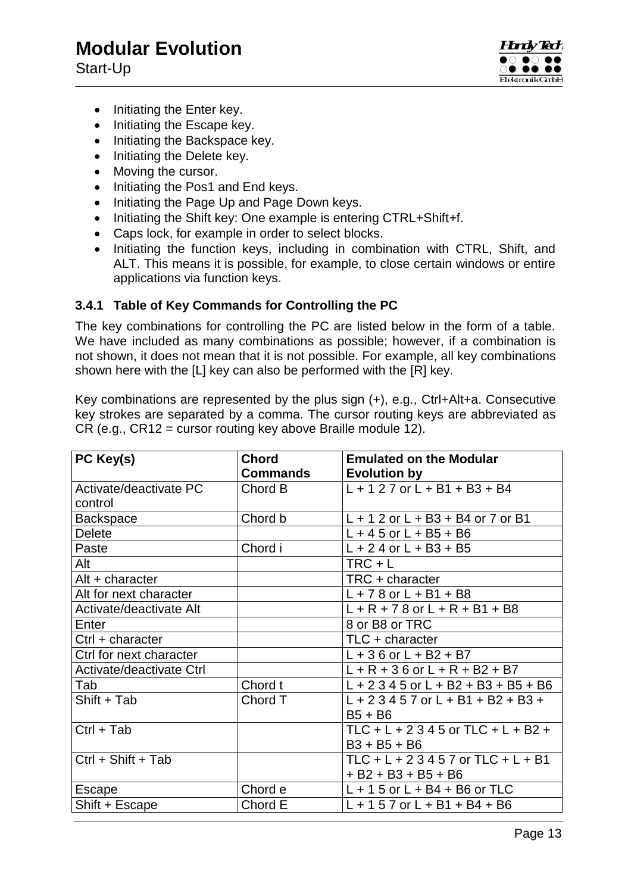- Initiating the Enter key.
- Initiating the Escape key.
- Initiating the Backspace key.
- Initiating the Delete key.
- Moving the cursor.
- Initiating the Pos1 and End keys.
- Initiating the Page Up and Page Down keys.
- Initiating the Shift key: One example is entering CTRL+Shift+f.
- Caps lock, for example in order to select blocks.
- Initiating the function keys, including in combination with CTRL, Shift, and ALT. This means it is possible, for example, to close certain windows or entire applications via function keys.

### 3.4.1 Table of Key Commands for Controlling the PC

The key combinations for controlling the PC are listed below in the form of a table. We have included as many combinations as possible; however, if a combination is not shown, it does not mean that it is not possible. For example, all key combinations shown here with the [L] key can also be performed with the [R] key.

Key combinations are represented by the plus sign (+), e.g., Ctrl+Alt+a. Consecutive key strokes are separated by a comma. The cursor routing keys are abbreviated as CR (e.g., CR12 = cursor routing key above Braille module 12).

| PC Key(s) | Chord Commands | Emulated on the Modular Evolution by |
|---|---|---|
| Activate/deactivate PC control | Chord B | L + 1 2 7 or L + B1 + B3 + B4 |
| Backspace | Chord b | L + 1 2 or L + B3 + B4 or 7 or B1 |
| Delete | | L + 4 5 or L + B5 + B6 |
| Paste | Chord i | L + 2 4 or L + B3 + B5 |
| Alt | | TRC + L |
| Alt + character | | TRC + character |
| Alt for next character | | L + 7 8 or L + B1 + B8 |
| Activate/deactivate Alt | | L + R + 7 8 or L + R + B1 + B8 |
| Enter | | 8 or B8 or TRC |
| Ctrl + character | | TLC + character |
| Ctrl for next character | | L + 3 6 or L + B2 + B7 |
| Activate/deactivate Ctrl | | L + R + 3 6 or L + R + B2 + B7 |
| Tab | Chord t | L + 2 3 4 5 or L + B2 + B3 + B5 + B6 |
| Shift + Tab | Chord T | L + 2 3 4 5 7 or L + B1 + B2 + B3 + B5 + B6 |
| Ctrl + Tab | | TLC + L + 2 3 4 5 or TLC + L + B2 + B3 + B5 + B6 |
| Ctrl + Shift + Tab | | TLC + L + 2 3 4 5 7 or TLC + L + B1 + B2 + B3 + B5 + B6 |
| Escape | Chord e | L + 1 5 or L + B4 + B6 or TLC |
| Shift + Escape | Chord E | L + 1 5 7 or L + B1 + B4 + B6 |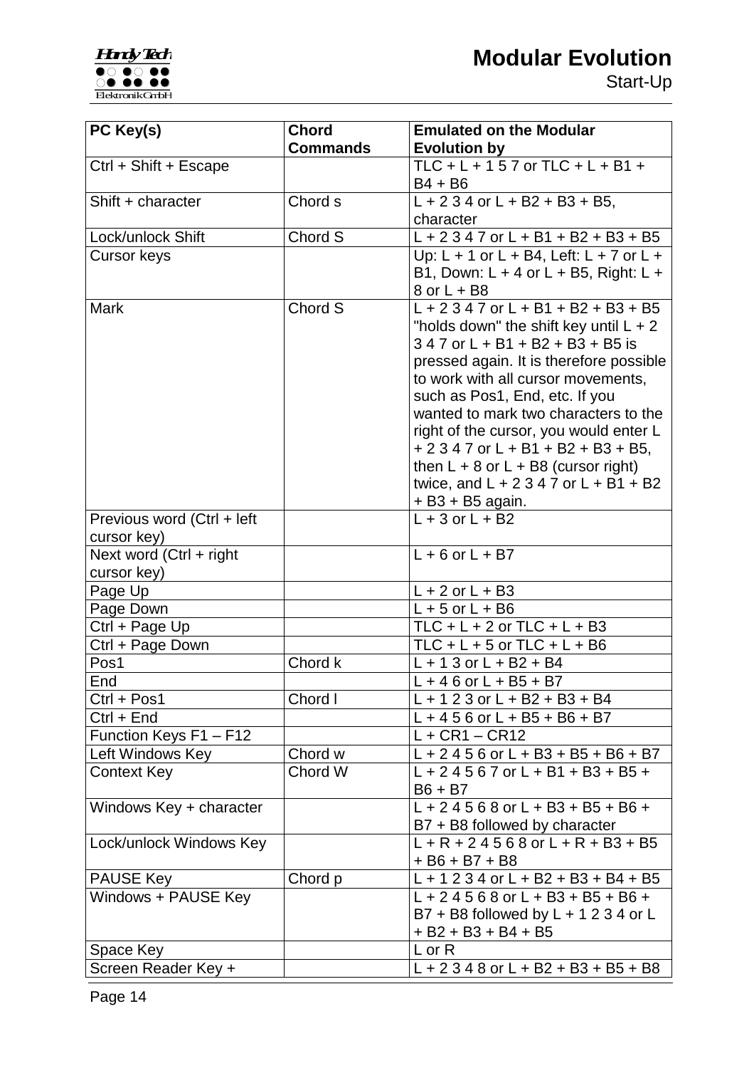| PC Key(s) | Chord Commands | Emulated on the Modular Evolution by |
|---|---|---|
| Ctrl + Shift + Escape | | TLC + L + 1 5 7 or TLC + L + B1 + B4 + B6 |
| Shift + character | Chord s | L + 2 3 4 or L + B2 + B3 + B5, character |
| Lock/unlock Shift | Chord S | L + 2 3 4 7 or L + B1 + B2 + B3 + B5 |
| Cursor keys | | Up: L + 1 or L + B4, Left: L + 7 or L + B1, Down: L + 4 or L + B5, Right: L + 8 or L + B8 |
| Mark | Chord S | L + 2 3 4 7 or L + B1 + B2 + B3 + B5 "holds down" the shift key until L + 2 3 4 7 or L + B1 + B2 + B3 + B5 is pressed again. It is therefore possible to work with all cursor movements, such as Pos1, End, etc. If you wanted to mark two characters to the right of the cursor, you would enter L + 2 3 4 7 or L + B1 + B2 + B3 + B5, then L + 8 or L + B8 (cursor right) twice, and L + 2 3 4 7 or L + B1 + B2 + B3 + B5 again. |
| Previous word (Ctrl + left cursor key) | | L + 3 or L + B2 |
| Next word (Ctrl + right cursor key) | | L + 6 or L + B7 |
| Page Up | | L + 2 or L + B3 |
| Page Down | | L + 5 or L + B6 |
| Ctrl + Page Up | | TLC + L + 2 or TLC + L + B3 |
| Ctrl + Page Down | | TLC + L + 5 or TLC + L + B6 |
| Pos1 | Chord k | L + 1 3 or L + B2 + B4 |
| End | | L + 4 6 or L + B5 + B7 |
| Ctrl + Pos1 | Chord l | L + 1 2 3 or L + B2 + B3 + B4 |
| Ctrl + End | | L + 4 5 6 or L + B5 + B6 + B7 |
| Function Keys F1 – F12 | | L + CR1 – CR12 |
| Left Windows Key | Chord w | L + 2 4 5 6 or L + B3 + B5 + B6 + B7 |
| Context Key | Chord W | L + 2 4 5 6 7 or L + B1 + B3 + B5 + B6 + B7 |
| Windows Key + character | | L + 2 4 5 6 8 or L + B3 + B5 + B6 + B7 + B8 followed by character |
| Lock/unlock Windows Key | | L + R + 2 4 5 6 8 or L + R + B3 + B5 + B6 + B7 + B8 |
| PAUSE Key | Chord p | L + 1 2 3 4 or L + B2 + B3 + B4 + B5 |
| Windows + PAUSE Key | | L + 2 4 5 6 8 or L + B3 + B5 + B6 + B7 + B8 followed by L + 1 2 3 4 or L + B2 + B3 + B4 + B5 |
| Space Key | | L or R |
| Screen Reader Key + | | L + 2 3 4 8 or L + B2 + B3 + B5 + B8 |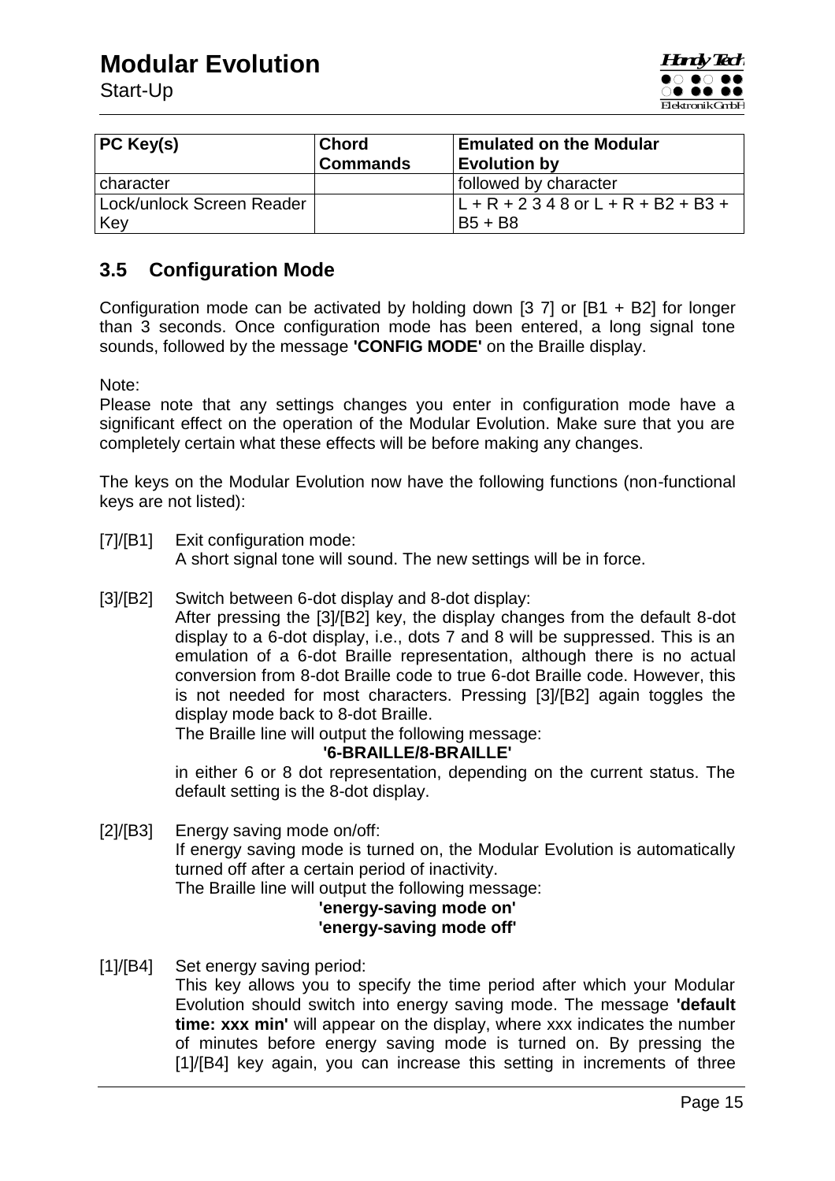| PC Key(s) | Chord Commands | Emulated on the Modular Evolution by |
|---|---|---|
| character | | followed by character |
| Lock/unlock Screen Reader Key | | L + R + 2 3 4 8 or L + R + B2 + B3 + B5 + B8 |

## 3.5 Configuration Mode

Configuration mode can be activated by holding down [3 7] or [B1 + B2] for longer than 3 seconds. Once configuration mode has been entered, a long signal tone sounds, followed by the message **'CONFIG MODE'** on the Braille display.

Note:
Please note that any settings changes you enter in configuration mode have a significant effect on the operation of the Modular Evolution. Make sure that you are completely certain what these effects will be before making any changes.

The keys on the Modular Evolution now have the following functions (non-functional keys are not listed):

[7]/[B1] Exit configuration mode:
A short signal tone will sound. The new settings will be in force.

[3]/[B2] Switch between 6-dot display and 8-dot display:
After pressing the [3]/[B2] key, the display changes from the default 8-dot display to a 6-dot display, i.e., dots 7 and 8 will be suppressed. This is an emulation of a 6-dot Braille representation, although there is no actual conversion from 8-dot Braille code to true 6-dot Braille code. However, this is not needed for most characters. Pressing [3]/[B2] again toggles the display mode back to 8-dot Braille.
The Braille line will output the following message:
**'6-BRAILLE/8-BRAILLE'**
in either 6 or 8 dot representation, depending on the current status. The default setting is the 8-dot display.

[2]/[B3] Energy saving mode on/off:
If energy saving mode is turned on, the Modular Evolution is automatically turned off after a certain period of inactivity.
The Braille line will output the following message:
**'energy-saving mode on'**
**'energy-saving mode off'**

[1]/[B4] Set energy saving period:
This key allows you to specify the time period after which your Modular Evolution should switch into energy saving mode. The message **'default time: xxx min'** will appear on the display, where xxx indicates the number of minutes before energy saving mode is turned on. By pressing the [1]/[B4] key again, you can increase this setting in increments of three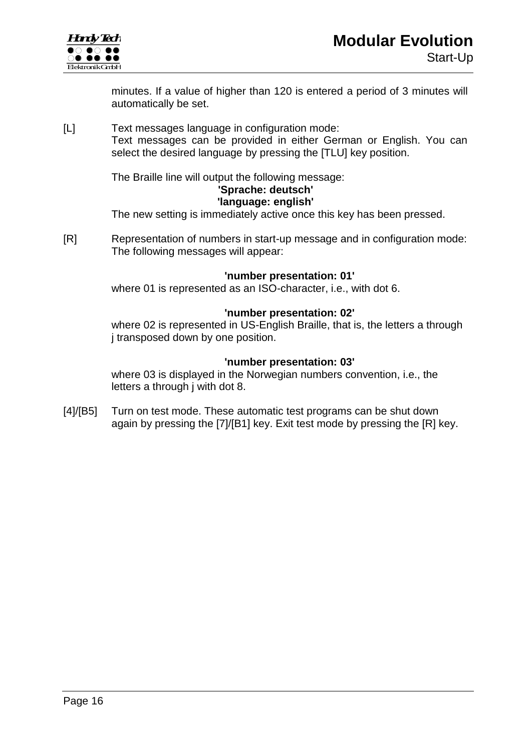minutes. If a value of higher than 120 is entered a period of 3 minutes will automatically be set.

[L] Text messages language in configuration mode:
Text messages can be provided in either German or English. You can select the desired language by pressing the [TLU] key position.

The Braille line will output the following message:

**'Sprache: deutsch'**
**'language: english'**

The new setting is immediately active once this key has been pressed.

[R] Representation of numbers in start-up message and in configuration mode:
The following messages will appear:

**'number presentation: 01'**

where 01 is represented as an ISO-character, i.e., with dot 6.

**'number presentation: 02'**

where 02 is represented in US-English Braille, that is, the letters a through j transposed down by one position.

**'number presentation: 03'**

where 03 is displayed in the Norwegian numbers convention, i.e., the letters a through j with dot 8.

[4]/[B5] Turn on test mode. These automatic test programs can be shut down again by pressing the [7]/[B1] key. Exit test mode by pressing the [R] key.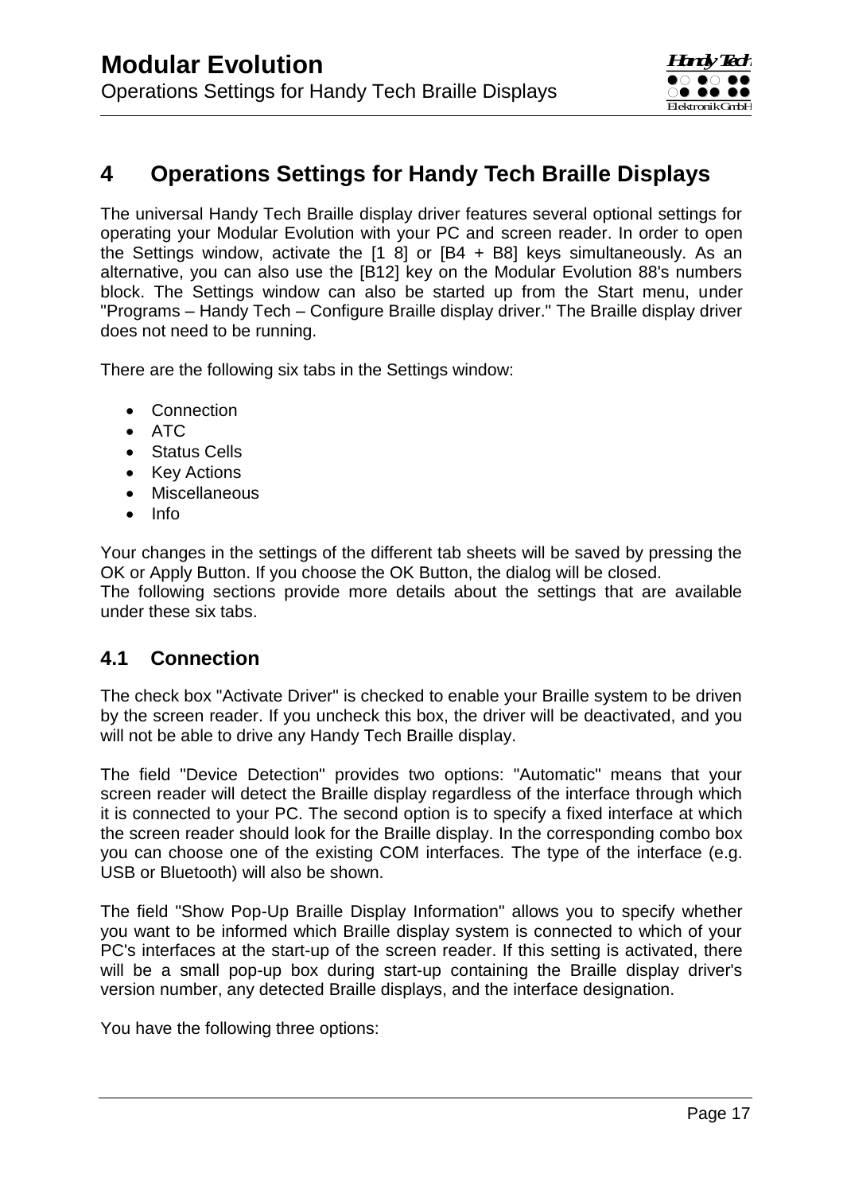# 4 Operations Settings for Handy Tech Braille Displays

The universal Handy Tech Braille display driver features several optional settings for operating your Modular Evolution with your PC and screen reader. In order to open the Settings window, activate the [1 8] or [B4 + B8] keys simultaneously. As an alternative, you can also use the [B12] key on the Modular Evolution 88's numbers block. The Settings window can also be started up from the Start menu, under "Programs – Handy Tech – Configure Braille display driver." The Braille display driver does not need to be running.

There are the following six tabs in the Settings window:

- Connection
- ATC
- Status Cells
- Key Actions
- Miscellaneous
- Info

Your changes in the settings of the different tab sheets will be saved by pressing the OK or Apply Button. If you choose the OK Button, the dialog will be closed.
The following sections provide more details about the settings that are available under these six tabs.

## 4.1 Connection

The check box "Activate Driver" is checked to enable your Braille system to be driven by the screen reader. If you uncheck this box, the driver will be deactivated, and you will not be able to drive any Handy Tech Braille display.

The field "Device Detection" provides two options: "Automatic" means that your screen reader will detect the Braille display regardless of the interface through which it is connected to your PC. The second option is to specify a fixed interface at which the screen reader should look for the Braille display. In the corresponding combo box you can choose one of the existing COM interfaces. The type of the interface (e.g. USB or Bluetooth) will also be shown.

The field "Show Pop-Up Braille Display Information" allows you to specify whether you want to be informed which Braille display system is connected to which of your PC's interfaces at the start-up of the screen reader. If this setting is activated, there will be a small pop-up box during start-up containing the Braille display driver's version number, any detected Braille displays, and the interface designation.

You have the following three options: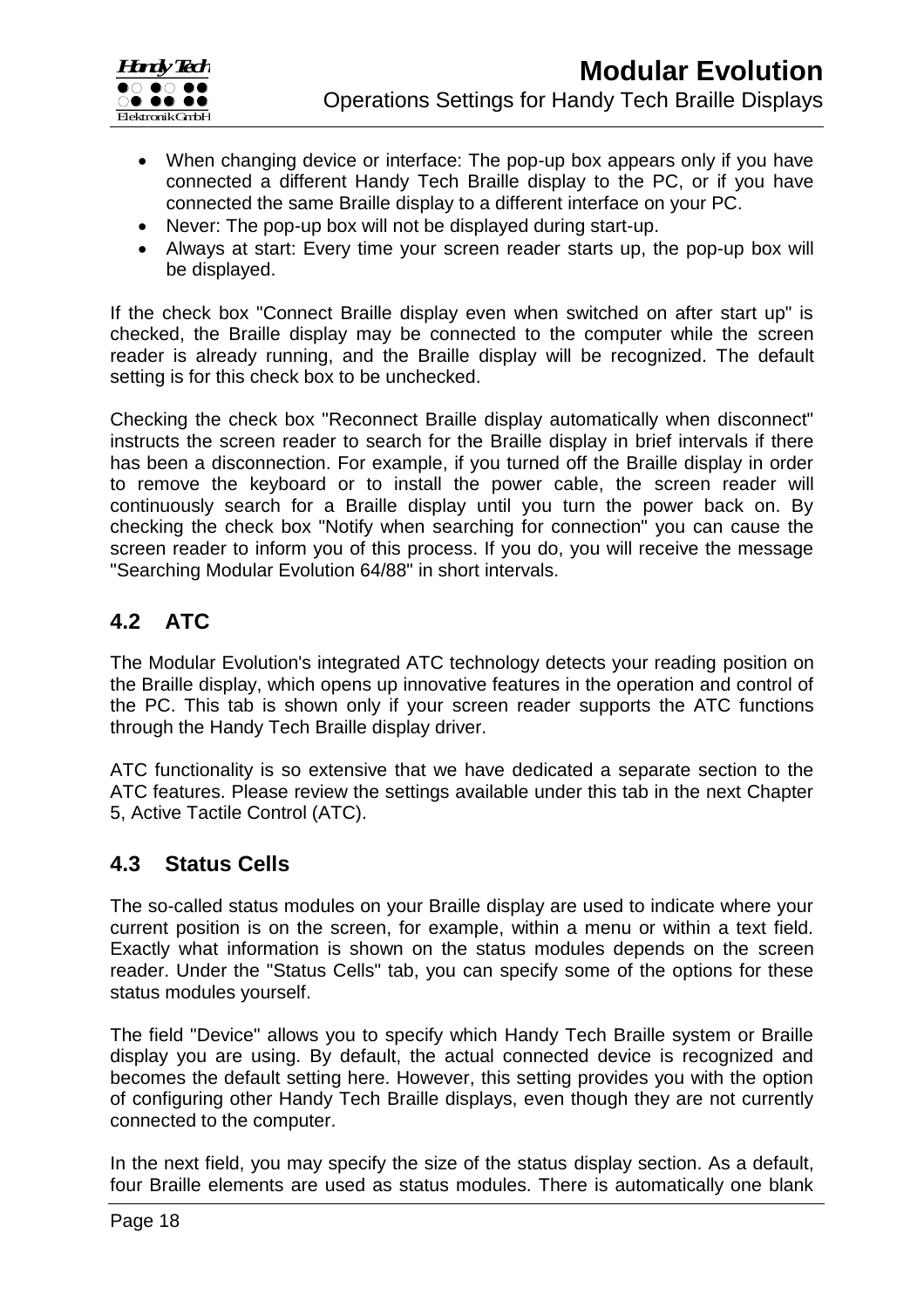- When changing device or interface: The pop-up box appears only if you have connected a different Handy Tech Braille display to the PC, or if you have connected the same Braille display to a different interface on your PC.
- Never: The pop-up box will not be displayed during start-up.
- Always at start: Every time your screen reader starts up, the pop-up box will be displayed.

If the check box "Connect Braille display even when switched on after start up" is checked, the Braille display may be connected to the computer while the screen reader is already running, and the Braille display will be recognized. The default setting is for this check box to be unchecked.

Checking the check box "Reconnect Braille display automatically when disconnect" instructs the screen reader to search for the Braille display in brief intervals if there has been a disconnection. For example, if you turned off the Braille display in order to remove the keyboard or to install the power cable, the screen reader will continuously search for a Braille display until you turn the power back on. By checking the check box "Notify when searching for connection" you can cause the screen reader to inform you of this process. If you do, you will receive the message "Searching Modular Evolution 64/88" in short intervals.

## 4.2 ATC

The Modular Evolution's integrated ATC technology detects your reading position on the Braille display, which opens up innovative features in the operation and control of the PC. This tab is shown only if your screen reader supports the ATC functions through the Handy Tech Braille display driver.

ATC functionality is so extensive that we have dedicated a separate section to the ATC features. Please review the settings available under this tab in the next Chapter 5, Active Tactile Control (ATC).

## 4.3 Status Cells

The so-called status modules on your Braille display are used to indicate where your current position is on the screen, for example, within a menu or within a text field. Exactly what information is shown on the status modules depends on the screen reader. Under the "Status Cells" tab, you can specify some of the options for these status modules yourself.

The field "Device" allows you to specify which Handy Tech Braille system or Braille display you are using. By default, the actual connected device is recognized and becomes the default setting here. However, this setting provides you with the option of configuring other Handy Tech Braille displays, even though they are not currently connected to the computer.

In the next field, you may specify the size of the status display section. As a default, four Braille elements are used as status modules. There is automatically one blank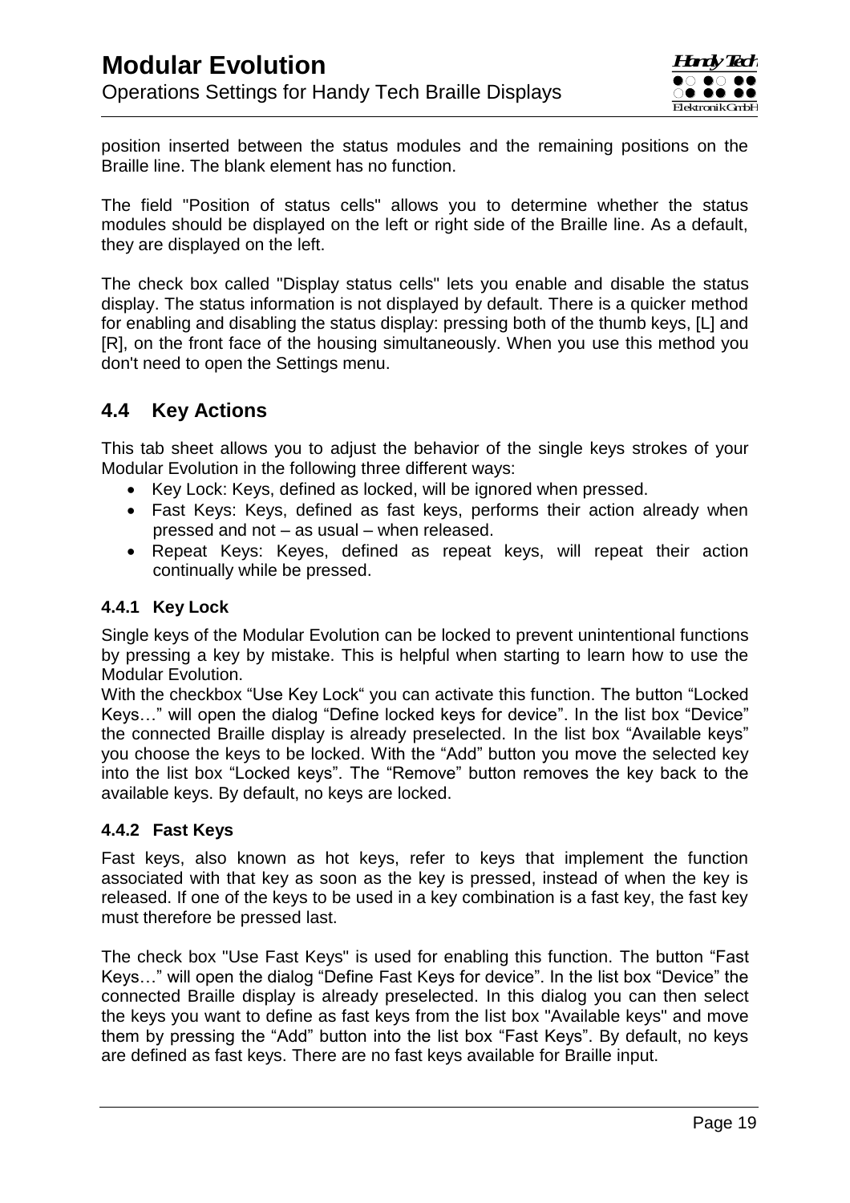position inserted between the status modules and the remaining positions on the Braille line. The blank element has no function.

The field "Position of status cells" allows you to determine whether the status modules should be displayed on the left or right side of the Braille line. As a default, they are displayed on the left.

The check box called "Display status cells" lets you enable and disable the status display. The status information is not displayed by default. There is a quicker method for enabling and disabling the status display: pressing both of the thumb keys, [L] and [R], on the front face of the housing simultaneously. When you use this method you don't need to open the Settings menu.

## 4.4 Key Actions

This tab sheet allows you to adjust the behavior of the single keys strokes of your Modular Evolution in the following three different ways:

- Key Lock: Keys, defined as locked, will be ignored when pressed.
- Fast Keys: Keys, defined as fast keys, performs their action already when pressed and not – as usual – when released.
- Repeat Keys: Keyes, defined as repeat keys, will repeat their action continually while be pressed.

### 4.4.1 Key Lock

Single keys of the Modular Evolution can be locked to prevent unintentional functions by pressing a key by mistake. This is helpful when starting to learn how to use the Modular Evolution.
With the checkbox “Use Key Lock“ you can activate this function. The button “Locked Keys…” will open the dialog “Define locked keys for device”. In the list box “Device” the connected Braille display is already preselected. In the list box “Available keys” you choose the keys to be locked. With the “Add” button you move the selected key into the list box “Locked keys”. The “Remove” button removes the key back to the available keys. By default, no keys are locked.

### 4.4.2 Fast Keys

Fast keys, also known as hot keys, refer to keys that implement the function associated with that key as soon as the key is pressed, instead of when the key is released. If one of the keys to be used in a key combination is a fast key, the fast key must therefore be pressed last.

The check box "Use Fast Keys" is used for enabling this function. The button “Fast Keys…” will open the dialog “Define Fast Keys for device”. In the list box “Device” the connected Braille display is already preselected. In this dialog you can then select the keys you want to define as fast keys from the list box "Available keys" and move them by pressing the “Add” button into the list box “Fast Keys”. By default, no keys are defined as fast keys. There are no fast keys available for Braille input.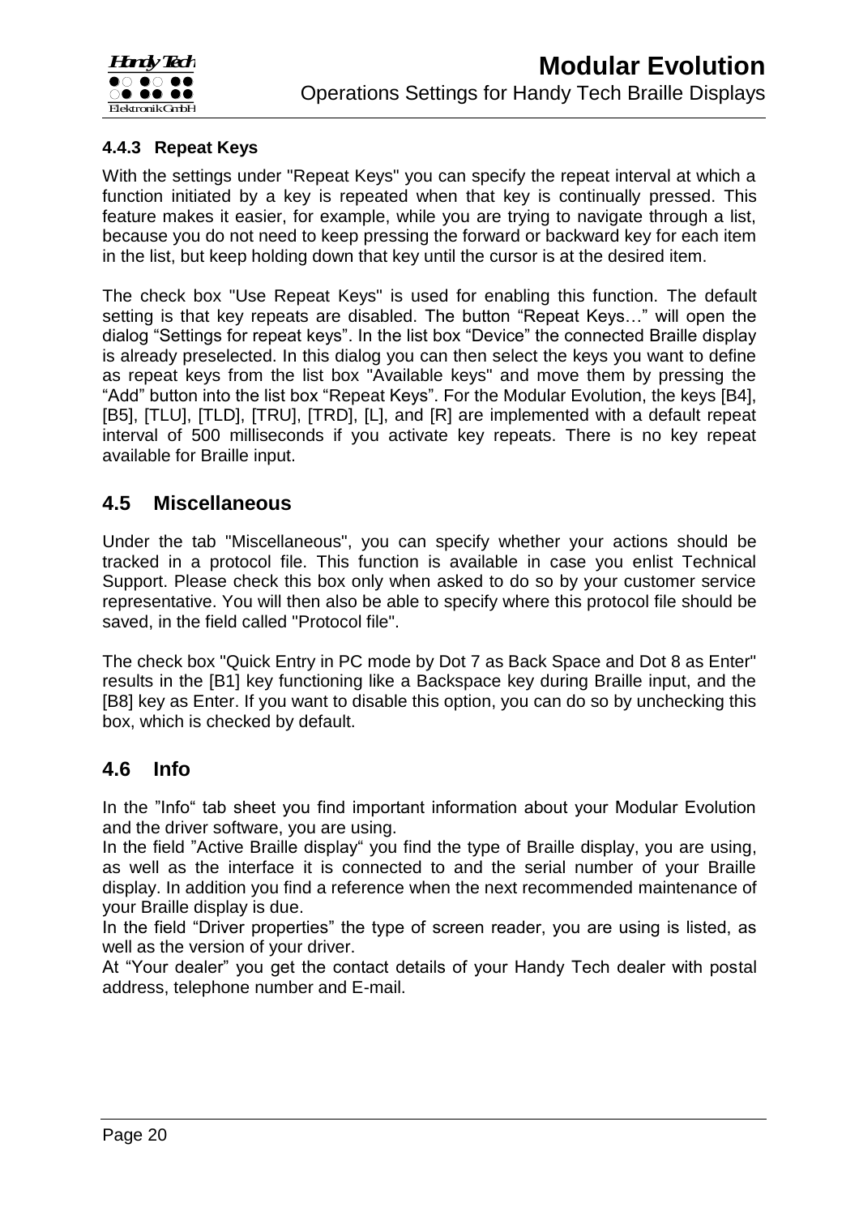#### 4.4.3 Repeat Keys

With the settings under "Repeat Keys" you can specify the repeat interval at which a function initiated by a key is repeated when that key is continually pressed. This feature makes it easier, for example, while you are trying to navigate through a list, because you do not need to keep pressing the forward or backward key for each item in the list, but keep holding down that key until the cursor is at the desired item.

The check box "Use Repeat Keys" is used for enabling this function. The default setting is that key repeats are disabled. The button "Repeat Keys…" will open the dialog "Settings for repeat keys". In the list box "Device" the connected Braille display is already preselected. In this dialog you can then select the keys you want to define as repeat keys from the list box "Available keys" and move them by pressing the "Add" button into the list box "Repeat Keys". For the Modular Evolution, the keys [B4], [B5], [TLU], [TLD], [TRU], [TRD], [L], and [R] are implemented with a default repeat interval of 500 milliseconds if you activate key repeats. There is no key repeat available for Braille input.

### 4.5 Miscellaneous

Under the tab "Miscellaneous", you can specify whether your actions should be tracked in a protocol file. This function is available in case you enlist Technical Support. Please check this box only when asked to do so by your customer service representative. You will then also be able to specify where this protocol file should be saved, in the field called "Protocol file".

The check box "Quick Entry in PC mode by Dot 7 as Back Space and Dot 8 as Enter" results in the [B1] key functioning like a Backspace key during Braille input, and the [B8] key as Enter. If you want to disable this option, you can do so by unchecking this box, which is checked by default.

### 4.6 Info

In the "Info" tab sheet you find important information about your Modular Evolution and the driver software, you are using.
In the field "Active Braille display" you find the type of Braille display, you are using, as well as the interface it is connected to and the serial number of your Braille display. In addition you find a reference when the next recommended maintenance of your Braille display is due.
In the field "Driver properties" the type of screen reader, you are using is listed, as well as the version of your driver.
At "Your dealer" you get the contact details of your Handy Tech dealer with postal address, telephone number and E-mail.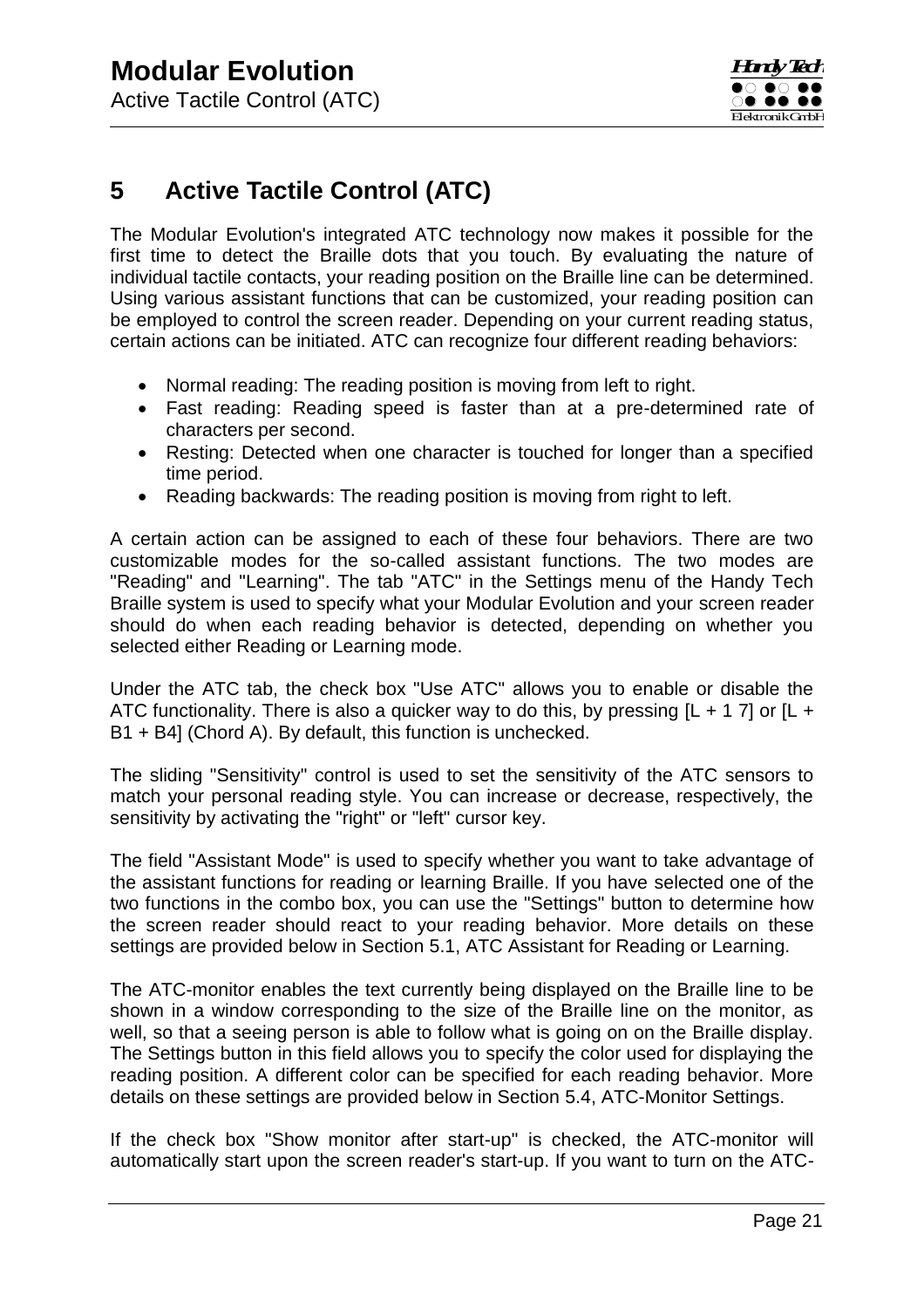# 5 Active Tactile Control (ATC)

The Modular Evolution's integrated ATC technology now makes it possible for the first time to detect the Braille dots that you touch. By evaluating the nature of individual tactile contacts, your reading position on the Braille line can be determined. Using various assistant functions that can be customized, your reading position can be employed to control the screen reader. Depending on your current reading status, certain actions can be initiated. ATC can recognize four different reading behaviors:

- Normal reading: The reading position is moving from left to right.
- Fast reading: Reading speed is faster than at a pre-determined rate of characters per second.
- Resting: Detected when one character is touched for longer than a specified time period.
- Reading backwards: The reading position is moving from right to left.

A certain action can be assigned to each of these four behaviors. There are two customizable modes for the so-called assistant functions. The two modes are "Reading" and "Learning". The tab "ATC" in the Settings menu of the Handy Tech Braille system is used to specify what your Modular Evolution and your screen reader should do when each reading behavior is detected, depending on whether you selected either Reading or Learning mode.

Under the ATC tab, the check box "Use ATC" allows you to enable or disable the ATC functionality. There is also a quicker way to do this, by pressing [L + 1 7] or [L + B1 + B4] (Chord A). By default, this function is unchecked.

The sliding "Sensitivity" control is used to set the sensitivity of the ATC sensors to match your personal reading style. You can increase or decrease, respectively, the sensitivity by activating the "right" or "left" cursor key.

The field "Assistant Mode" is used to specify whether you want to take advantage of the assistant functions for reading or learning Braille. If you have selected one of the two functions in the combo box, you can use the "Settings" button to determine how the screen reader should react to your reading behavior. More details on these settings are provided below in Section 5.1, ATC Assistant for Reading or Learning.

The ATC-monitor enables the text currently being displayed on the Braille line to be shown in a window corresponding to the size of the Braille line on the monitor, as well, so that a seeing person is able to follow what is going on on the Braille display. The Settings button in this field allows you to specify the color used for displaying the reading position. A different color can be specified for each reading behavior. More details on these settings are provided below in Section 5.4, ATC-Monitor Settings.

If the check box "Show monitor after start-up" is checked, the ATC-monitor will automatically start upon the screen reader's start-up. If you want to turn on the ATC-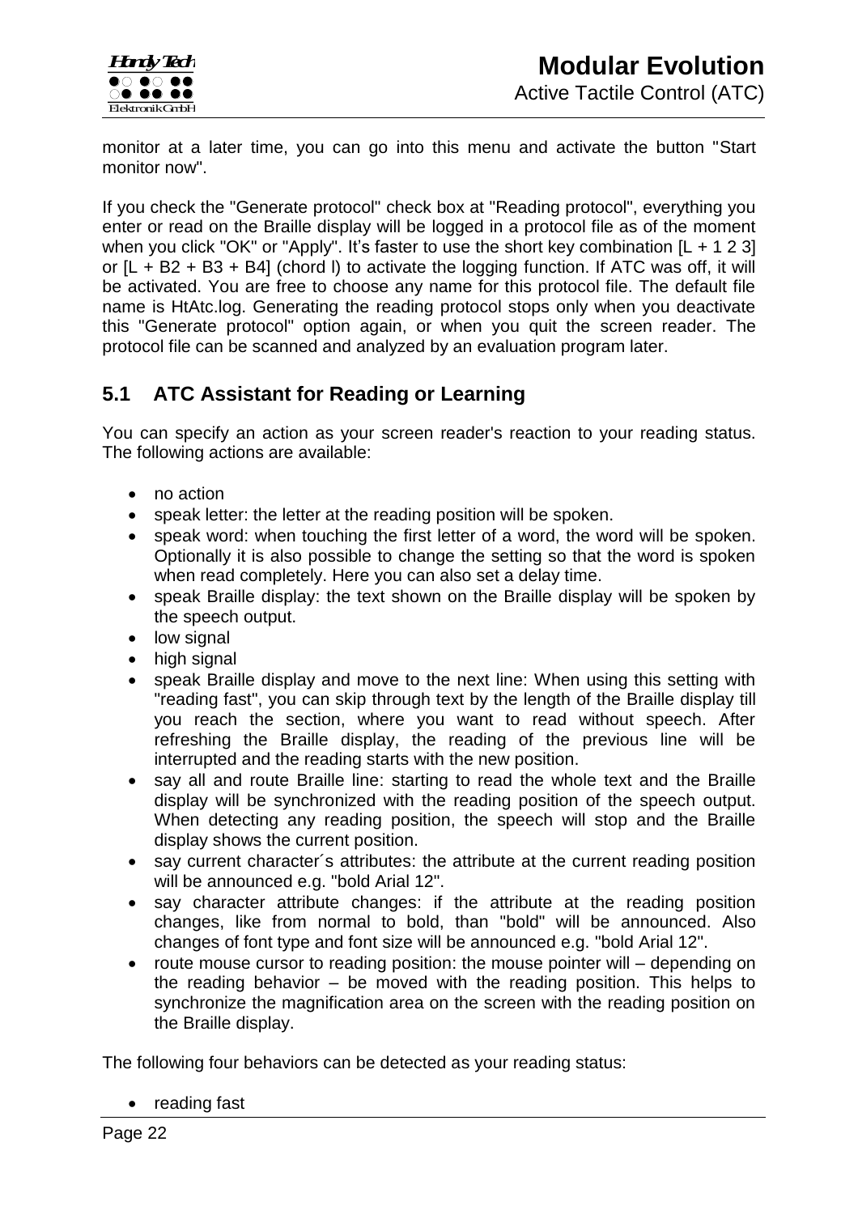monitor at a later time, you can go into this menu and activate the button "Start monitor now".

If you check the "Generate protocol" check box at "Reading protocol", everything you enter or read on the Braille display will be logged in a protocol file as of the moment when you click "OK" or "Apply". It's faster to use the short key combination [L + 1 2 3] or [L + B2 + B3 + B4] (chord l) to activate the logging function. If ATC was off, it will be activated. You are free to choose any name for this protocol file. The default file name is HtAtc.log. Generating the reading protocol stops only when you deactivate this "Generate protocol" option again, or when you quit the screen reader. The protocol file can be scanned and analyzed by an evaluation program later.

## 5.1 ATC Assistant for Reading or Learning

You can specify an action as your screen reader's reaction to your reading status. The following actions are available:

- no action
- speak letter: the letter at the reading position will be spoken.
- speak word: when touching the first letter of a word, the word will be spoken. Optionally it is also possible to change the setting so that the word is spoken when read completely. Here you can also set a delay time.
- speak Braille display: the text shown on the Braille display will be spoken by the speech output.
- low signal
- high signal
- speak Braille display and move to the next line: When using this setting with "reading fast", you can skip through text by the length of the Braille display till you reach the section, where you want to read without speech. After refreshing the Braille display, the reading of the previous line will be interrupted and the reading starts with the new position.
- say all and route Braille line: starting to read the whole text and the Braille display will be synchronized with the reading position of the speech output. When detecting any reading position, the speech will stop and the Braille display shows the current position.
- say current character´s attributes: the attribute at the current reading position will be announced e.g. "bold Arial 12".
- say character attribute changes: if the attribute at the reading position changes, like from normal to bold, than "bold" will be announced. Also changes of font type and font size will be announced e.g. "bold Arial 12".
- route mouse cursor to reading position: the mouse pointer will – depending on the reading behavior – be moved with the reading position. This helps to synchronize the magnification area on the screen with the reading position on the Braille display.

The following four behaviors can be detected as your reading status:

- reading fast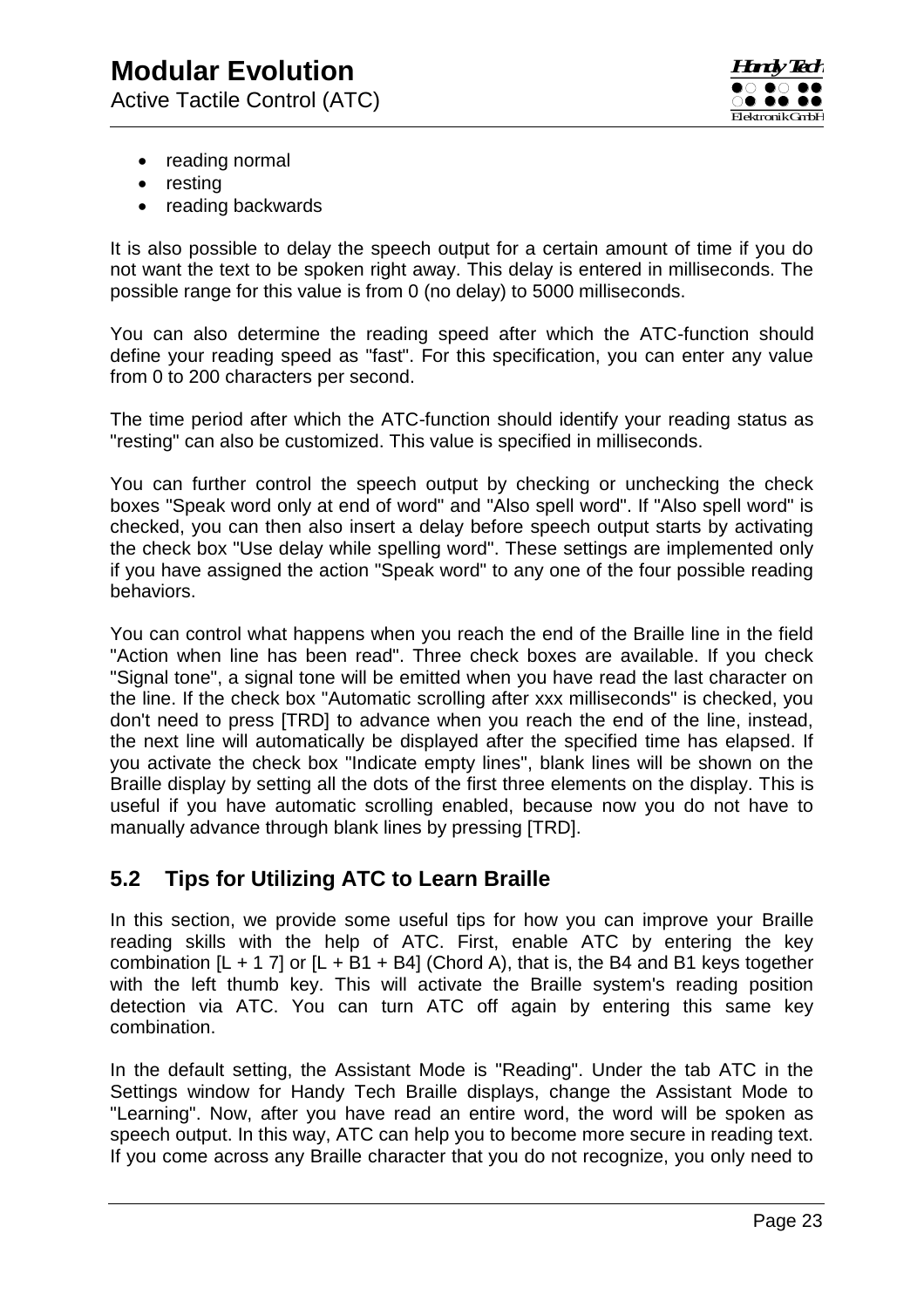- reading normal
- resting
- reading backwards

It is also possible to delay the speech output for a certain amount of time if you do not want the text to be spoken right away. This delay is entered in milliseconds. The possible range for this value is from 0 (no delay) to 5000 milliseconds.

You can also determine the reading speed after which the ATC-function should define your reading speed as "fast". For this specification, you can enter any value from 0 to 200 characters per second.

The time period after which the ATC-function should identify your reading status as "resting" can also be customized. This value is specified in milliseconds.

You can further control the speech output by checking or unchecking the check boxes "Speak word only at end of word" and "Also spell word". If "Also spell word" is checked, you can then also insert a delay before speech output starts by activating the check box "Use delay while spelling word". These settings are implemented only if you have assigned the action "Speak word" to any one of the four possible reading behaviors.

You can control what happens when you reach the end of the Braille line in the field "Action when line has been read". Three check boxes are available. If you check "Signal tone", a signal tone will be emitted when you have read the last character on the line. If the check box "Automatic scrolling after xxx milliseconds" is checked, you don't need to press [TRD] to advance when you reach the end of the line, instead, the next line will automatically be displayed after the specified time has elapsed. If you activate the check box "Indicate empty lines", blank lines will be shown on the Braille display by setting all the dots of the first three elements on the display. This is useful if you have automatic scrolling enabled, because now you do not have to manually advance through blank lines by pressing [TRD].

## 5.2 Tips for Utilizing ATC to Learn Braille

In this section, we provide some useful tips for how you can improve your Braille reading skills with the help of ATC. First, enable ATC by entering the key combination [L + 1 7] or [L + B1 + B4] (Chord A), that is, the B4 and B1 keys together with the left thumb key. This will activate the Braille system's reading position detection via ATC. You can turn ATC off again by entering this same key combination.

In the default setting, the Assistant Mode is "Reading". Under the tab ATC in the Settings window for Handy Tech Braille displays, change the Assistant Mode to "Learning". Now, after you have read an entire word, the word will be spoken as speech output. In this way, ATC can help you to become more secure in reading text. If you come across any Braille character that you do not recognize, you only need to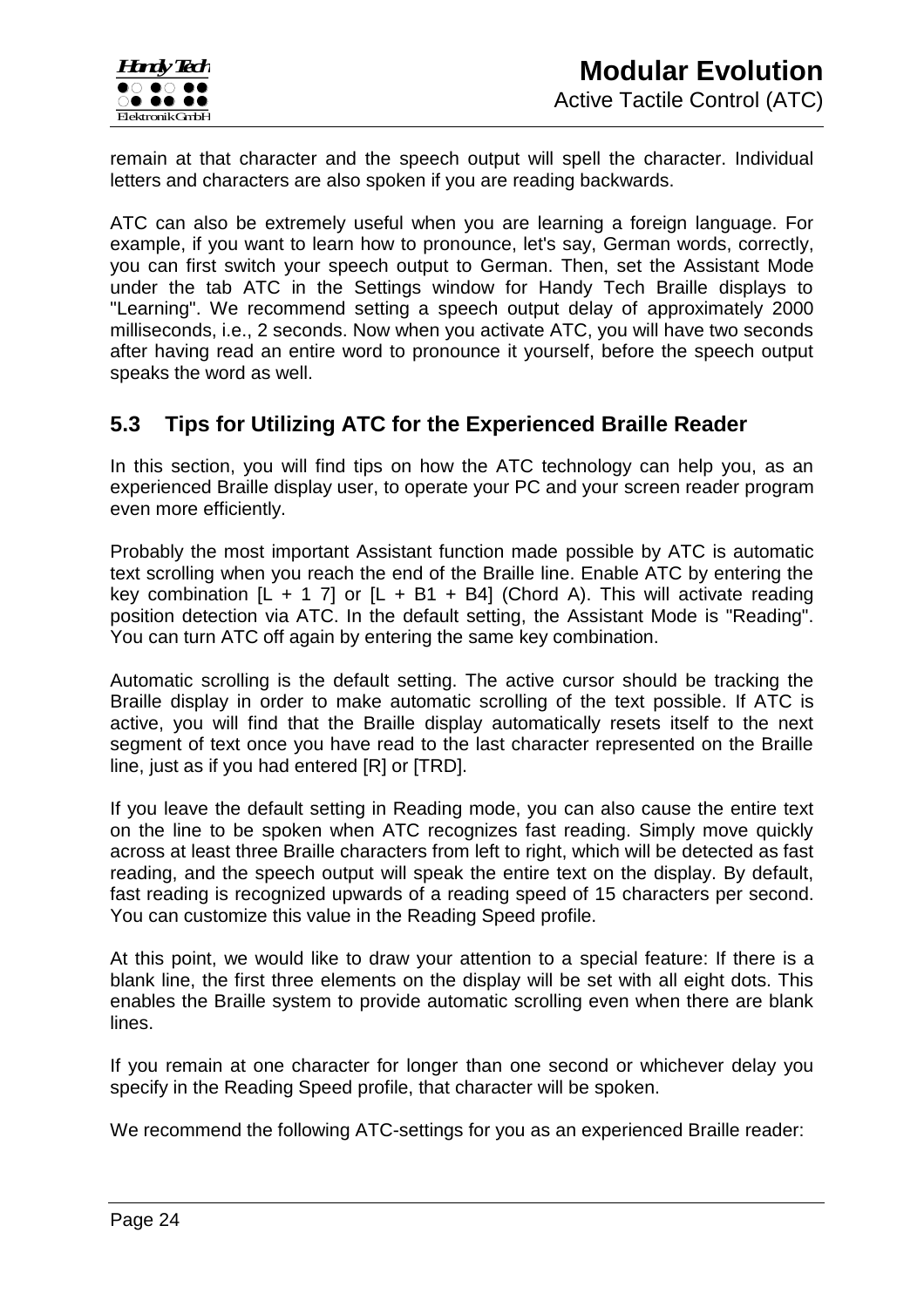remain at that character and the speech output will spell the character. Individual letters and characters are also spoken if you are reading backwards.

ATC can also be extremely useful when you are learning a foreign language. For example, if you want to learn how to pronounce, let's say, German words, correctly, you can first switch your speech output to German. Then, set the Assistant Mode under the tab ATC in the Settings window for Handy Tech Braille displays to "Learning". We recommend setting a speech output delay of approximately 2000 milliseconds, i.e., 2 seconds. Now when you activate ATC, you will have two seconds after having read an entire word to pronounce it yourself, before the speech output speaks the word as well.

## 5.3 Tips for Utilizing ATC for the Experienced Braille Reader

In this section, you will find tips on how the ATC technology can help you, as an experienced Braille display user, to operate your PC and your screen reader program even more efficiently.

Probably the most important Assistant function made possible by ATC is automatic text scrolling when you reach the end of the Braille line. Enable ATC by entering the key combination [L + 1 7] or [L + B1 + B4] (Chord A). This will activate reading position detection via ATC. In the default setting, the Assistant Mode is "Reading". You can turn ATC off again by entering the same key combination.

Automatic scrolling is the default setting. The active cursor should be tracking the Braille display in order to make automatic scrolling of the text possible. If ATC is active, you will find that the Braille display automatically resets itself to the next segment of text once you have read to the last character represented on the Braille line, just as if you had entered [R] or [TRD].

If you leave the default setting in Reading mode, you can also cause the entire text on the line to be spoken when ATC recognizes fast reading. Simply move quickly across at least three Braille characters from left to right, which will be detected as fast reading, and the speech output will speak the entire text on the display. By default, fast reading is recognized upwards of a reading speed of 15 characters per second. You can customize this value in the Reading Speed profile.

At this point, we would like to draw your attention to a special feature: If there is a blank line, the first three elements on the display will be set with all eight dots. This enables the Braille system to provide automatic scrolling even when there are blank lines.

If you remain at one character for longer than one second or whichever delay you specify in the Reading Speed profile, that character will be spoken.

We recommend the following ATC-settings for you as an experienced Braille reader: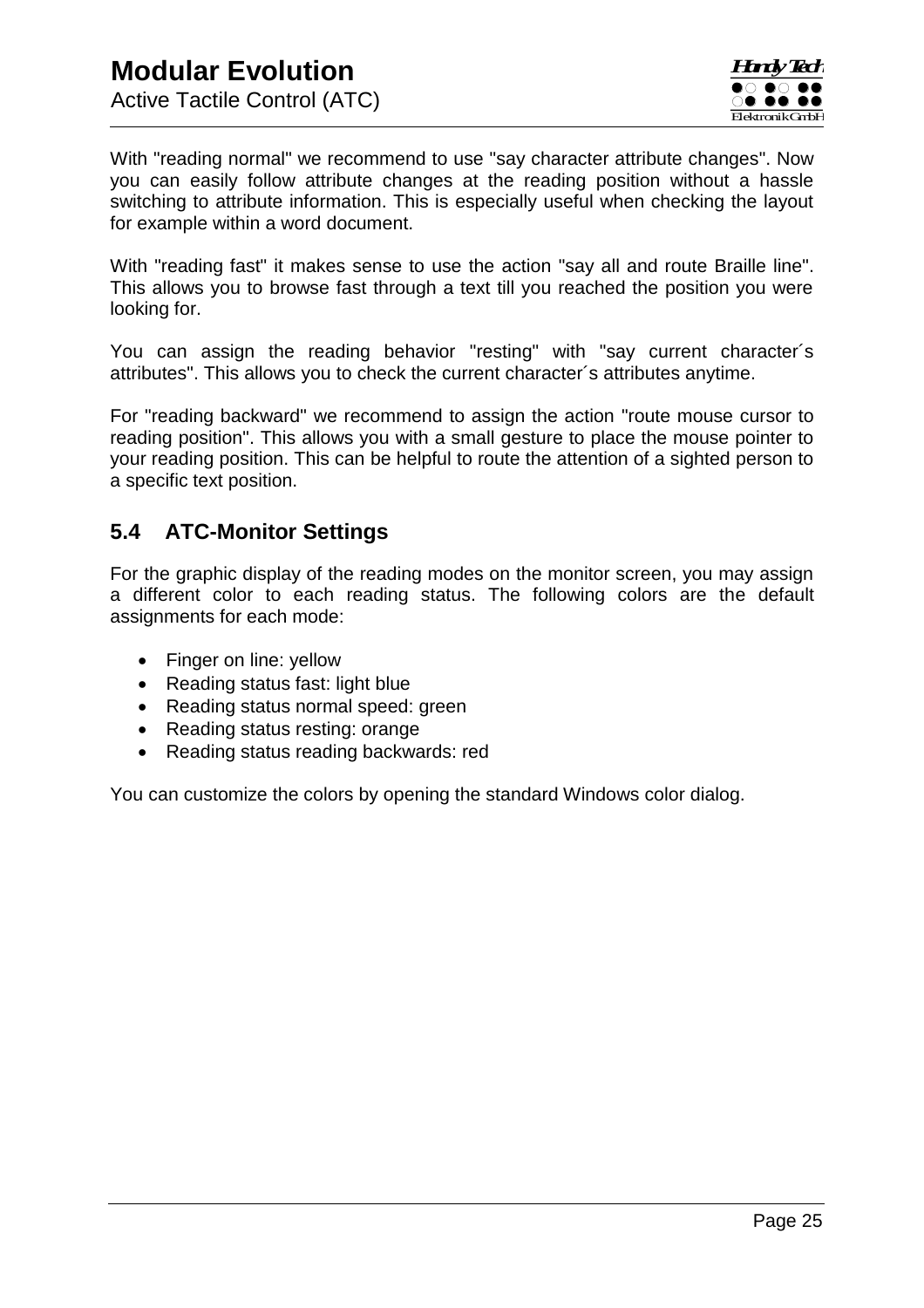With "reading normal" we recommend to use "say character attribute changes". Now you can easily follow attribute changes at the reading position without a hassle switching to attribute information. This is especially useful when checking the layout for example within a word document.

With "reading fast" it makes sense to use the action "say all and route Braille line". This allows you to browse fast through a text till you reached the position you were looking for.

You can assign the reading behavior "resting" with "say current character´s attributes". This allows you to check the current character´s attributes anytime.

For "reading backward" we recommend to assign the action "route mouse cursor to reading position". This allows you with a small gesture to place the mouse pointer to your reading position. This can be helpful to route the attention of a sighted person to a specific text position.

## 5.4 ATC-Monitor Settings

For the graphic display of the reading modes on the monitor screen, you may assign a different color to each reading status. The following colors are the default assignments for each mode:

- Finger on line: yellow
- Reading status fast: light blue
- Reading status normal speed: green
- Reading status resting: orange
- Reading status reading backwards: red

You can customize the colors by opening the standard Windows color dialog.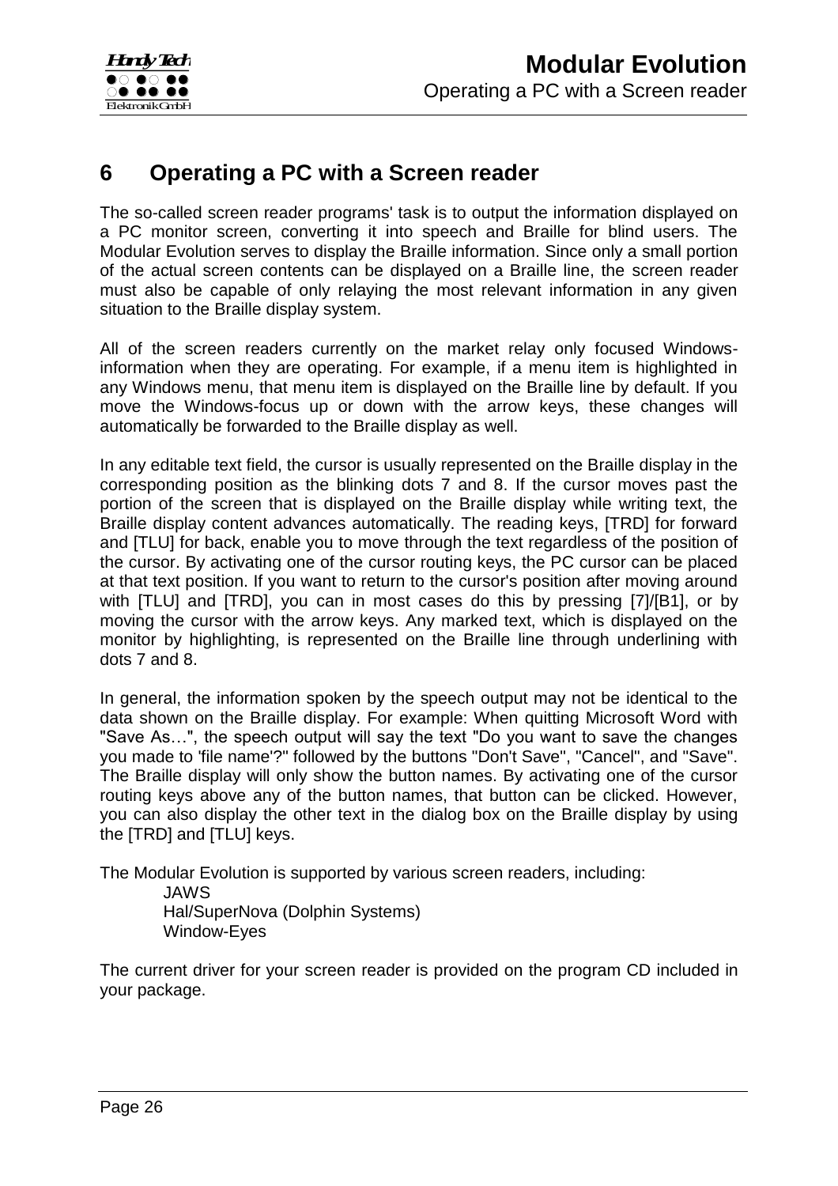# 6 Operating a PC with a Screen reader

The so-called screen reader programs' task is to output the information displayed on a PC monitor screen, converting it into speech and Braille for blind users. The Modular Evolution serves to display the Braille information. Since only a small portion of the actual screen contents can be displayed on a Braille line, the screen reader must also be capable of only relaying the most relevant information in any given situation to the Braille display system.

All of the screen readers currently on the market relay only focused Windows-information when they are operating. For example, if a menu item is highlighted in any Windows menu, that menu item is displayed on the Braille line by default. If you move the Windows-focus up or down with the arrow keys, these changes will automatically be forwarded to the Braille display as well.

In any editable text field, the cursor is usually represented on the Braille display in the corresponding position as the blinking dots 7 and 8. If the cursor moves past the portion of the screen that is displayed on the Braille display while writing text, the Braille display content advances automatically. The reading keys, [TRD] for forward and [TLU] for back, enable you to move through the text regardless of the position of the cursor. By activating one of the cursor routing keys, the PC cursor can be placed at that text position. If you want to return to the cursor's position after moving around with [TLU] and [TRD], you can in most cases do this by pressing [7]/[B1], or by moving the cursor with the arrow keys. Any marked text, which is displayed on the monitor by highlighting, is represented on the Braille line through underlining with dots 7 and 8.

In general, the information spoken by the speech output may not be identical to the data shown on the Braille display. For example: When quitting Microsoft Word with "Save As…", the speech output will say the text "Do you want to save the changes you made to 'file name'?" followed by the buttons "Don't Save", "Cancel", and "Save". The Braille display will only show the button names. By activating one of the cursor routing keys above any of the button names, that button can be clicked. However, you can also display the other text in the dialog box on the Braille display by using the [TRD] and [TLU] keys.

The Modular Evolution is supported by various screen readers, including:

- JAWS
- Hal/SuperNova (Dolphin Systems)
- Window-Eyes

The current driver for your screen reader is provided on the program CD included in your package.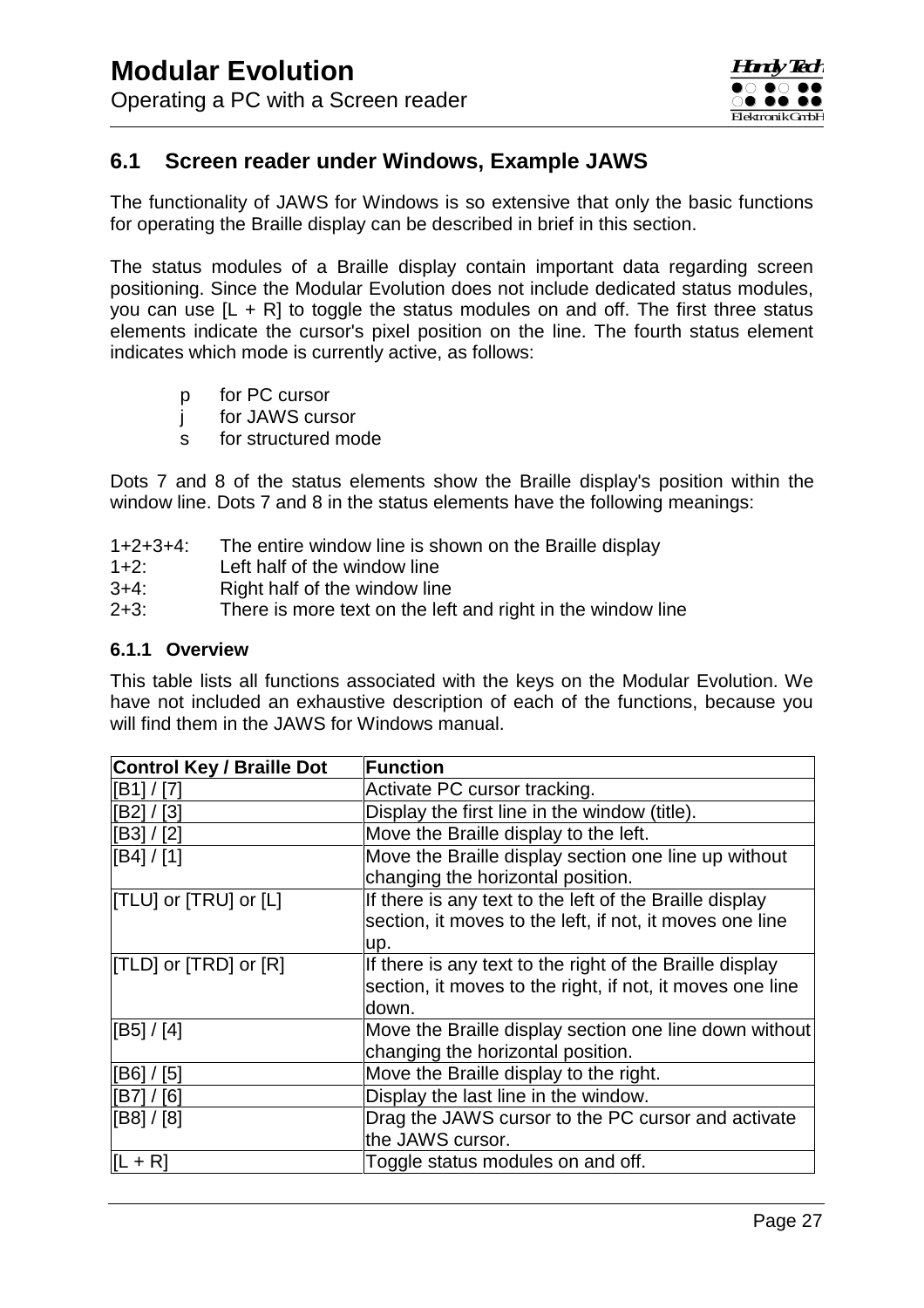## 6.1 Screen reader under Windows, Example JAWS

The functionality of JAWS for Windows is so extensive that only the basic functions for operating the Braille display can be described in brief in this section.

The status modules of a Braille display contain important data regarding screen positioning. Since the Modular Evolution does not include dedicated status modules, you can use [L + R] to toggle the status modules on and off. The first three status elements indicate the cursor's pixel position on the line. The fourth status element indicates which mode is currently active, as follows:

- p for PC cursor
- j for JAWS cursor
- s for structured mode

Dots 7 and 8 of the status elements show the Braille display's position within the window line. Dots 7 and 8 in the status elements have the following meanings:

- 1+2+3+4: The entire window line is shown on the Braille display
- 1+2: Left half of the window line
- 3+4: Right half of the window line
- 2+3: There is more text on the left and right in the window line

### 6.1.1 Overview

This table lists all functions associated with the keys on the Modular Evolution. We have not included an exhaustive description of each of the functions, because you will find them in the JAWS for Windows manual.

| Control Key / Braille Dot | Function |
|---|---|
| [B1] / [7] | Activate PC cursor tracking. |
| [B2] / [3] | Display the first line in the window (title). |
| [B3] / [2] | Move the Braille display to the left. |
| [B4] / [1] | Move the Braille display section one line up without changing the horizontal position. |
| [TLU] or [TRU] or [L] | If there is any text to the left of the Braille display section, it moves to the left, if not, it moves one line up. |
| [TLD] or [TRD] or [R] | If there is any text to the right of the Braille display section, it moves to the right, if not, it moves one line down. |
| [B5] / [4] | Move the Braille display section one line down without changing the horizontal position. |
| [B6] / [5] | Move the Braille display to the right. |
| [B7] / [6] | Display the last line in the window. |
| [B8] / [8] | Drag the JAWS cursor to the PC cursor and activate the JAWS cursor. |
| [L + R] | Toggle status modules on and off. |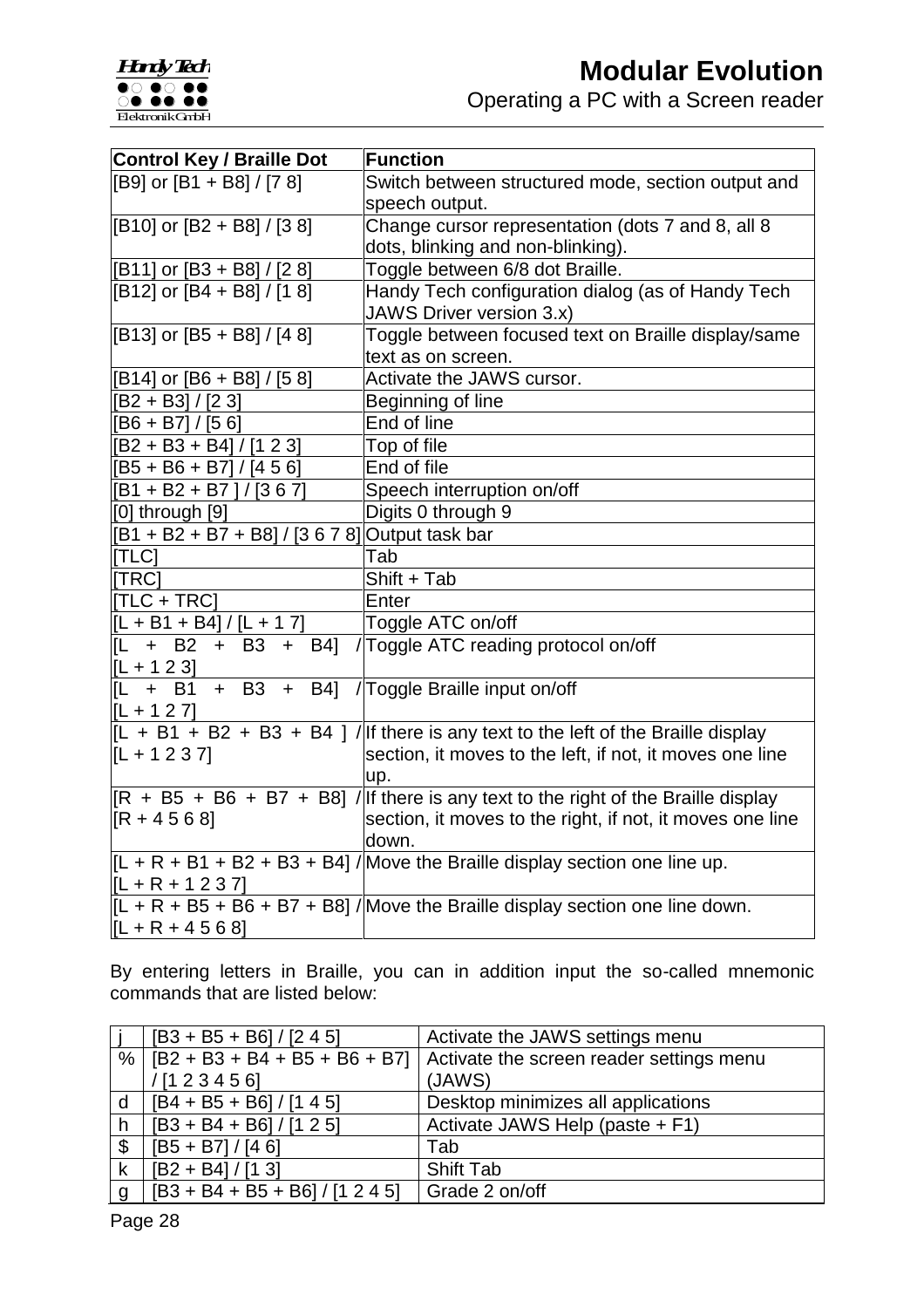| Control Key / Braille Dot | Function |
|---|---|
| [B9] or [B1 + B8] / [7 8] | Switch between structured mode, section output and speech output. |
| [B10] or [B2 + B8] / [3 8] | Change cursor representation (dots 7 and 8, all 8 dots, blinking and non-blinking). |
| [B11] or [B3 + B8] / [2 8] | Toggle between 6/8 dot Braille. |
| [B12] or [B4 + B8] / [1 8] | Handy Tech configuration dialog (as of Handy Tech JAWS Driver version 3.x) |
| [B13] or [B5 + B8] / [4 8] | Toggle between focused text on Braille display/same text as on screen. |
| [B14] or [B6 + B8] / [5 8] | Activate the JAWS cursor. |
| [B2 + B3] / [2 3] | Beginning of line |
| [B6 + B7] / [5 6] | End of line |
| [B2 + B3 + B4] / [1 2 3] | Top of file |
| [B5 + B6 + B7] / [4 5 6] | End of file |
| [B1 + B2 + B7 ] / [3 6 7] | Speech interruption on/off |
| [0] through [9] | Digits 0 through 9 |
| [B1 + B2 + B7 + B8] / [3 6 7 8] | Output task bar |
| [TLC] | Tab |
| [TRC] | Shift + Tab |
| [TLC + TRC] | Enter |
| [L + B1 + B4] / [L + 1 7] | Toggle ATC on/off |
| [L + B2 + B3 + B4] / [L + 1 2 3] | Toggle ATC reading protocol on/off |
| [L + B1 + B3 + B4] / [L + 1 2 7] | Toggle Braille input on/off |
| [L + B1 + B2 + B3 + B4 ] / [L + 1 2 3 7] | If there is any text to the left of the Braille display section, it moves to the left, if not, it moves one line up. |
| [R + B5 + B6 + B7 + B8] / [R + 4 5 6 8] | If there is any text to the right of the Braille display section, it moves to the right, if not, it moves one line down. |
| [L + R + B1 + B2 + B3 + B4] / [L + R + 1 2 3 7] | Move the Braille display section one line up. |
| [L + R + B5 + B6 + B7 + B8] / [L + R + 4 5 6 8] | Move the Braille display section one line down. |

By entering letters in Braille, you can in addition input the so-called mnemonic commands that are listed below:

| | | |
|---|---|---|
| j | [B3 + B5 + B6] / [2 4 5] | Activate the JAWS settings menu |
| % | [B2 + B3 + B4 + B5 + B6 + B7] / [1 2 3 4 5 6] | Activate the screen reader settings menu (JAWS) |
| d | [B4 + B5 + B6] / [1 4 5] | Desktop minimizes all applications |
| h | [B3 + B4 + B6] / [1 2 5] | Activate JAWS Help (paste + F1) |
| $ | [B5 + B7] / [4 6] | Tab |
| k | [B2 + B4] / [1 3] | Shift Tab |
| g | [B3 + B4 + B5 + B6] / [1 2 4 5] | Grade 2 on/off |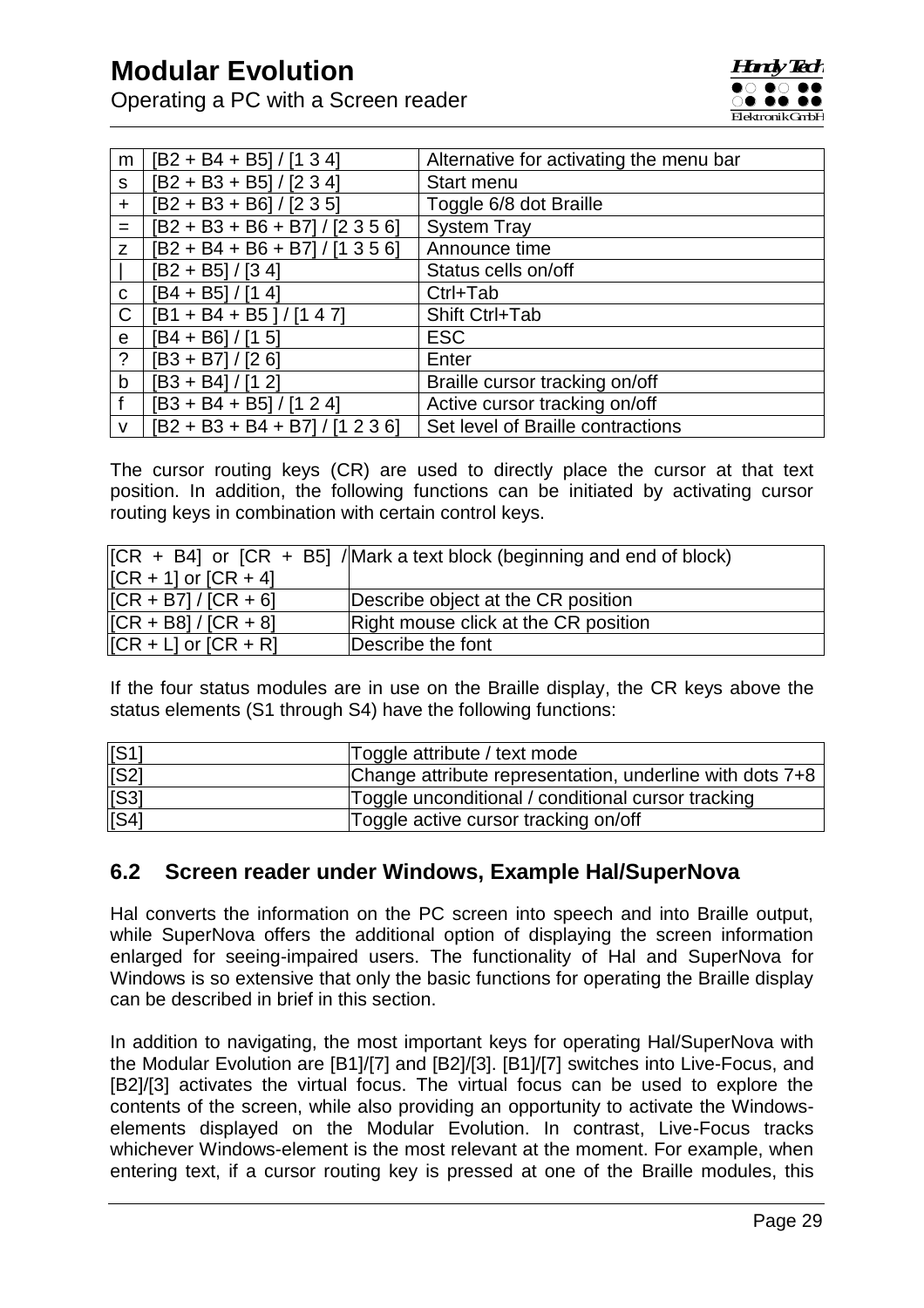| | | |
|---|---|---|
| m | [B2 + B4 + B5] / [1 3 4] | Alternative for activating the menu bar |
| s | [B2 + B3 + B5] / [2 3 4] | Start menu |
| + | [B2 + B3 + B6] / [2 3 5] | Toggle 6/8 dot Braille |
| = | [B2 + B3 + B6 + B7] / [2 3 5 6] | System Tray |
| z | [B2 + B4 + B6 + B7] / [1 3 5 6] | Announce time |
| \| | [B2 + B5] / [3 4] | Status cells on/off |
| c | [B4 + B5] / [1 4] | Ctrl+Tab |
| C | [B1 + B4 + B5 ] / [1 4 7] | Shift Ctrl+Tab |
| e | [B4 + B6] / [1 5] | ESC |
| ? | [B3 + B7] / [2 6] | Enter |
| b | [B3 + B4] / [1 2] | Braille cursor tracking on/off |
| f | [B3 + B4 + B5] / [1 2 4] | Active cursor tracking on/off |
| v | [B2 + B3 + B4 + B7] / [1 2 3 6] | Set level of Braille contractions |

The cursor routing keys (CR) are used to directly place the cursor at that text position. In addition, the following functions can be initiated by activating cursor routing keys in combination with certain control keys.

| | |
|---|---|
| [CR + B4] or [CR + B5] / [CR + 1] or [CR + 4] | Mark a text block (beginning and end of block) |
| [CR + B7] / [CR + 6] | Describe object at the CR position |
| [CR + B8] / [CR + 8] | Right mouse click at the CR position |
| [CR + L] or [CR + R] | Describe the font |

If the four status modules are in use on the Braille display, the CR keys above the status elements (S1 through S4) have the following functions:

| | |
|---|---|
| [S1] | Toggle attribute / text mode |
| [S2] | Change attribute representation, underline with dots 7+8 |
| [S3] | Toggle unconditional / conditional cursor tracking |
| [S4] | Toggle active cursor tracking on/off |

## 6.2 Screen reader under Windows, Example Hal/SuperNova

Hal converts the information on the PC screen into speech and into Braille output, while SuperNova offers the additional option of displaying the screen information enlarged for seeing-impaired users. The functionality of Hal and SuperNova for Windows is so extensive that only the basic functions for operating the Braille display can be described in brief in this section.

In addition to navigating, the most important keys for operating Hal/SuperNova with the Modular Evolution are [B1]/[7] and [B2]/[3]. [B1]/[7] switches into Live-Focus, and [B2]/[3] activates the virtual focus. The virtual focus can be used to explore the contents of the screen, while also providing an opportunity to activate the Windows-elements displayed on the Modular Evolution. In contrast, Live-Focus tracks whichever Windows-element is the most relevant at the moment. For example, when entering text, if a cursor routing key is pressed at one of the Braille modules, this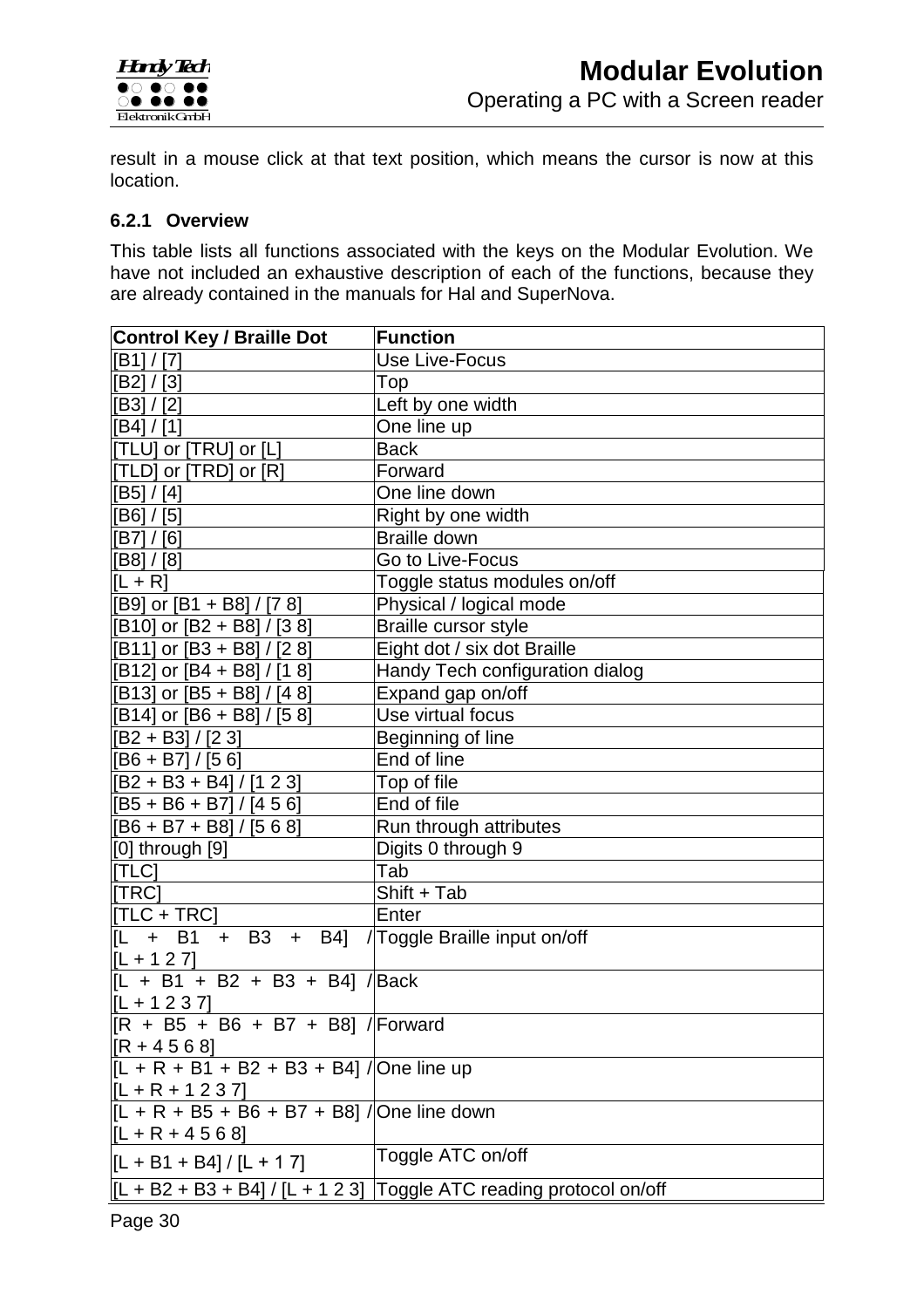result in a mouse click at that text position, which means the cursor is now at this location.

### 6.2.1 Overview

This table lists all functions associated with the keys on the Modular Evolution. We have not included an exhaustive description of each of the functions, because they are already contained in the manuals for Hal and SuperNova.

| Control Key / Braille Dot | Function |
|---|---|
| [B1] / [7] | Use Live-Focus |
| [B2] / [3] | Top |
| [B3] / [2] | Left by one width |
| [B4] / [1] | One line up |
| [TLU] or [TRU] or [L] | Back |
| [TLD] or [TRD] or [R] | Forward |
| [B5] / [4] | One line down |
| [B6] / [5] | Right by one width |
| [B7] / [6] | Braille down |
| [B8] / [8] | Go to Live-Focus |
| [L + R] | Toggle status modules on/off |
| [B9] or [B1 + B8] / [7 8] | Physical / logical mode |
| [B10] or [B2 + B8] / [3 8] | Braille cursor style |
| [B11] or [B3 + B8] / [2 8] | Eight dot / six dot Braille |
| [B12] or [B4 + B8] / [1 8] | Handy Tech configuration dialog |
| [B13] or [B5 + B8] / [4 8] | Expand gap on/off |
| [B14] or [B6 + B8] / [5 8] | Use virtual focus |
| [B2 + B3] / [2 3] | Beginning of line |
| [B6 + B7] / [5 6] | End of line |
| [B2 + B3 + B4] / [1 2 3] | Top of file |
| [B5 + B6 + B7] / [4 5 6] | End of file |
| [B6 + B7 + B8] / [5 6 8] | Run through attributes |
| [0] through [9] | Digits 0 through 9 |
| [TLC] | Tab |
| [TRC] | Shift + Tab |
| [TLC + TRC] | Enter |
| [L + B1 + B3 + B4] / [L + 1 2 7] | Toggle Braille input on/off |
| [L + B1 + B2 + B3 + B4] / [L + 1 2 3 7] | Back |
| [R + B5 + B6 + B7 + B8] / [R + 4 5 6 8] | Forward |
| [L + R + B1 + B2 + B3 + B4] / [L + R + 1 2 3 7] | One line up |
| [L + R + B5 + B6 + B7 + B8] / [L + R + 4 5 6 8] | One line down |
| [L + B1 + B4] / [L + 1 7] | Toggle ATC on/off |
| [L + B2 + B3 + B4] / [L + 1 2 3] | Toggle ATC reading protocol on/off |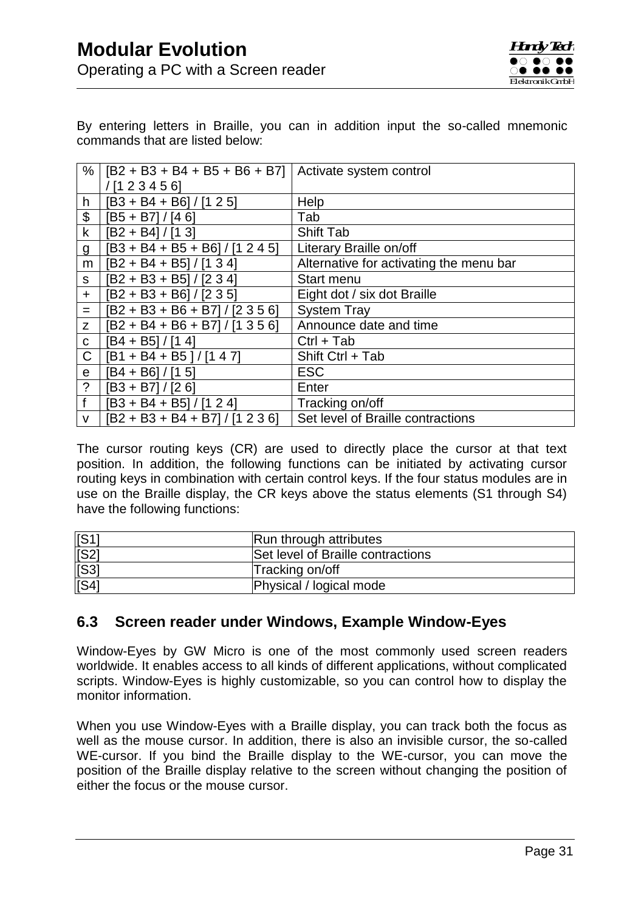By entering letters in Braille, you can in addition input the so-called mnemonic commands that are listed below:

| | | |
|---|---|---|
| % | [B2 + B3 + B4 + B5 + B6 + B7] / [1 2 3 4 5 6] | Activate system control |
| h | [B3 + B4 + B6] / [1 2 5] | Help |
| $ | [B5 + B7] / [4 6] | Tab |
| k | [B2 + B4] / [1 3] | Shift Tab |
| g | [B3 + B4 + B5 + B6] / [1 2 4 5] | Literary Braille on/off |
| m | [B2 + B4 + B5] / [1 3 4] | Alternative for activating the menu bar |
| s | [B2 + B3 + B5] / [2 3 4] | Start menu |
| + | [B2 + B3 + B6] / [2 3 5] | Eight dot / six dot Braille |
| = | [B2 + B3 + B6 + B7] / [2 3 5 6] | System Tray |
| z | [B2 + B4 + B6 + B7] / [1 3 5 6] | Announce date and time |
| c | [B4 + B5] / [1 4] | Ctrl + Tab |
| C | [B1 + B4 + B5 ] / [1 4 7] | Shift Ctrl + Tab |
| e | [B4 + B6] / [1 5] | ESC |
| ? | [B3 + B7] / [2 6] | Enter |
| f | [B3 + B4 + B5] / [1 2 4] | Tracking on/off |
| v | [B2 + B3 + B4 + B7] / [1 2 3 6] | Set level of Braille contractions |

The cursor routing keys (CR) are used to directly place the cursor at that text position. In addition, the following functions can be initiated by activating cursor routing keys in combination with certain control keys. If the four status modules are in use on the Braille display, the CR keys above the status elements (S1 through S4) have the following functions:

| | |
|---|---|
| [S1] | Run through attributes |
| [S2] | Set level of Braille contractions |
| [S3] | Tracking on/off |
| [S4] | Physical / logical mode |

## 6.3 Screen reader under Windows, Example Window-Eyes

Window-Eyes by GW Micro is one of the most commonly used screen readers worldwide. It enables access to all kinds of different applications, without complicated scripts. Window-Eyes is highly customizable, so you can control how to display the monitor information.

When you use Window-Eyes with a Braille display, you can track both the focus as well as the mouse cursor. In addition, there is also an invisible cursor, the so-called WE-cursor. If you bind the Braille display to the WE-cursor, you can move the position of the Braille display relative to the screen without changing the position of either the focus or the mouse cursor.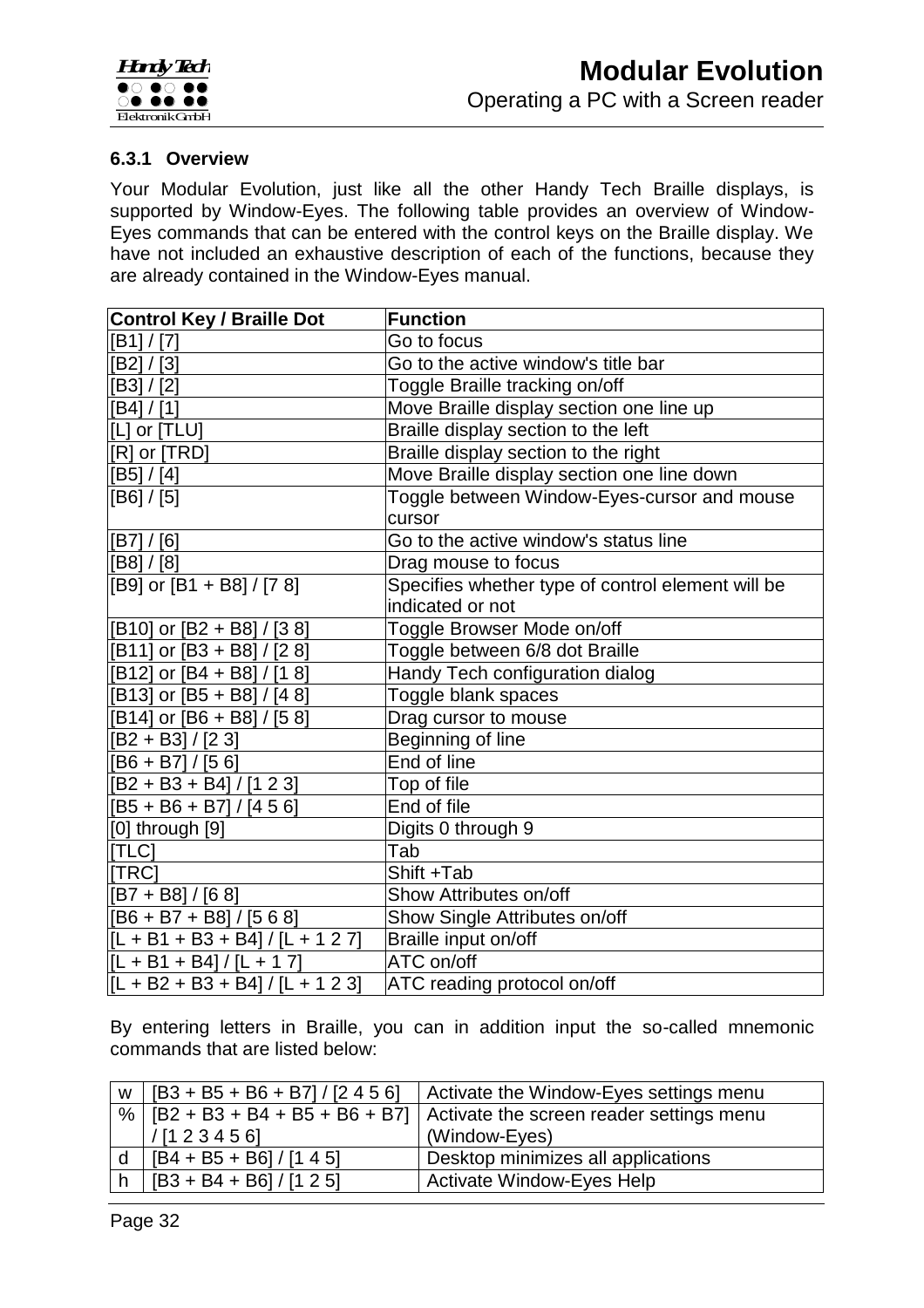### 6.3.1 Overview

Your Modular Evolution, just like all the other Handy Tech Braille displays, is supported by Window-Eyes. The following table provides an overview of Window-Eyes commands that can be entered with the control keys on the Braille display. We have not included an exhaustive description of each of the functions, because they are already contained in the Window-Eyes manual.

| Control Key / Braille Dot | Function |
|---|---|
| [B1] / [7] | Go to focus |
| [B2] / [3] | Go to the active window's title bar |
| [B3] / [2] | Toggle Braille tracking on/off |
| [B4] / [1] | Move Braille display section one line up |
| [L] or [TLU] | Braille display section to the left |
| [R] or [TRD] | Braille display section to the right |
| [B5] / [4] | Move Braille display section one line down |
| [B6] / [5] | Toggle between Window-Eyes-cursor and mouse cursor |
| [B7] / [6] | Go to the active window's status line |
| [B8] / [8] | Drag mouse to focus |
| [B9] or [B1 + B8] / [7 8] | Specifies whether type of control element will be indicated or not |
| [B10] or [B2 + B8] / [3 8] | Toggle Browser Mode on/off |
| [B11] or [B3 + B8] / [2 8] | Toggle between 6/8 dot Braille |
| [B12] or [B4 + B8] / [1 8] | Handy Tech configuration dialog |
| [B13] or [B5 + B8] / [4 8] | Toggle blank spaces |
| [B14] or [B6 + B8] / [5 8] | Drag cursor to mouse |
| [B2 + B3] / [2 3] | Beginning of line |
| [B6 + B7] / [5 6] | End of line |
| [B2 + B3 + B4] / [1 2 3] | Top of file |
| [B5 + B6 + B7] / [4 5 6] | End of file |
| [0] through [9] | Digits 0 through 9 |
| [TLC] | Tab |
| [TRC] | Shift +Tab |
| [B7 + B8] / [6 8] | Show Attributes on/off |
| [B6 + B7 + B8] / [5 6 8] | Show Single Attributes on/off |
| [L + B1 + B3 + B4] / [L + 1 2 7] | Braille input on/off |
| [L + B1 + B4] / [L + 1 7] | ATC on/off |
| [L + B2 + B3 + B4] / [L + 1 2 3] | ATC reading protocol on/off |

By entering letters in Braille, you can in addition input the so-called mnemonic commands that are listed below:

| | | |
|---|---|---|
| w | [B3 + B5 + B6 + B7] / [2 4 5 6] | Activate the Window-Eyes settings menu |
| % | [B2 + B3 + B4 + B5 + B6 + B7] / [1 2 3 4 5 6] | Activate the screen reader settings menu (Window-Eyes) |
| d | [B4 + B5 + B6] / [1 4 5] | Desktop minimizes all applications |
| h | [B3 + B4 + B6] / [1 2 5] | Activate Window-Eyes Help |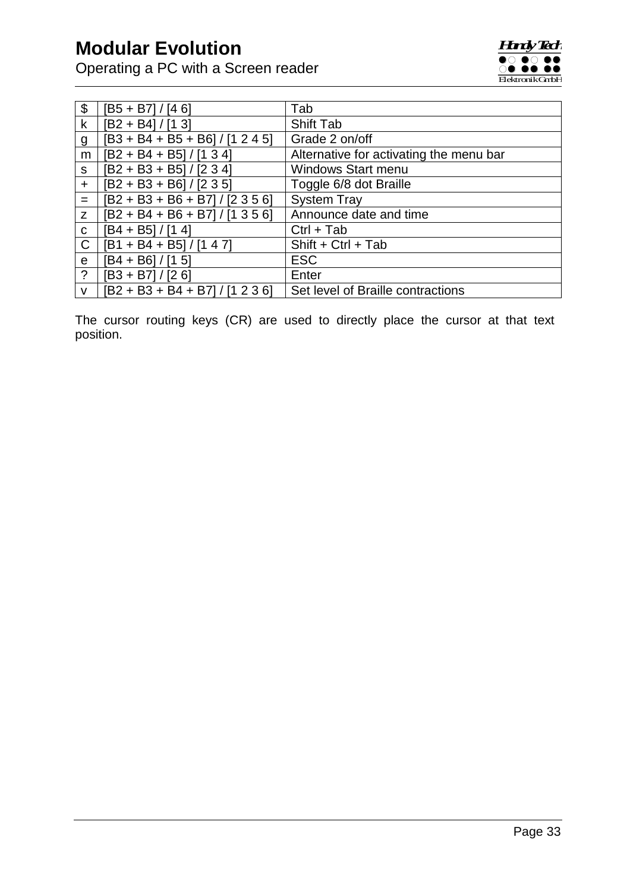| | | |
|---|---|---|
| $ | [B5 + B7] / [4 6] | Tab |
| k | [B2 + B4] / [1 3] | Shift Tab |
| g | [B3 + B4 + B5 + B6] / [1 2 4 5] | Grade 2 on/off |
| m | [B2 + B4 + B5] / [1 3 4] | Alternative for activating the menu bar |
| s | [B2 + B3 + B5] / [2 3 4] | Windows Start menu |
| + | [B2 + B3 + B6] / [2 3 5] | Toggle 6/8 dot Braille |
| = | [B2 + B3 + B6 + B7] / [2 3 5 6] | System Tray |
| z | [B2 + B4 + B6 + B7] / [1 3 5 6] | Announce date and time |
| c | [B4 + B5] / [1 4] | Ctrl + Tab |
| C | [B1 + B4 + B5] / [1 4 7] | Shift + Ctrl + Tab |
| e | [B4 + B6] / [1 5] | ESC |
| ? | [B3 + B7] / [2 6] | Enter |
| v | [B2 + B3 + B4 + B7] / [1 2 3 6] | Set level of Braille contractions |

The cursor routing keys (CR) are used to directly place the cursor at that text position.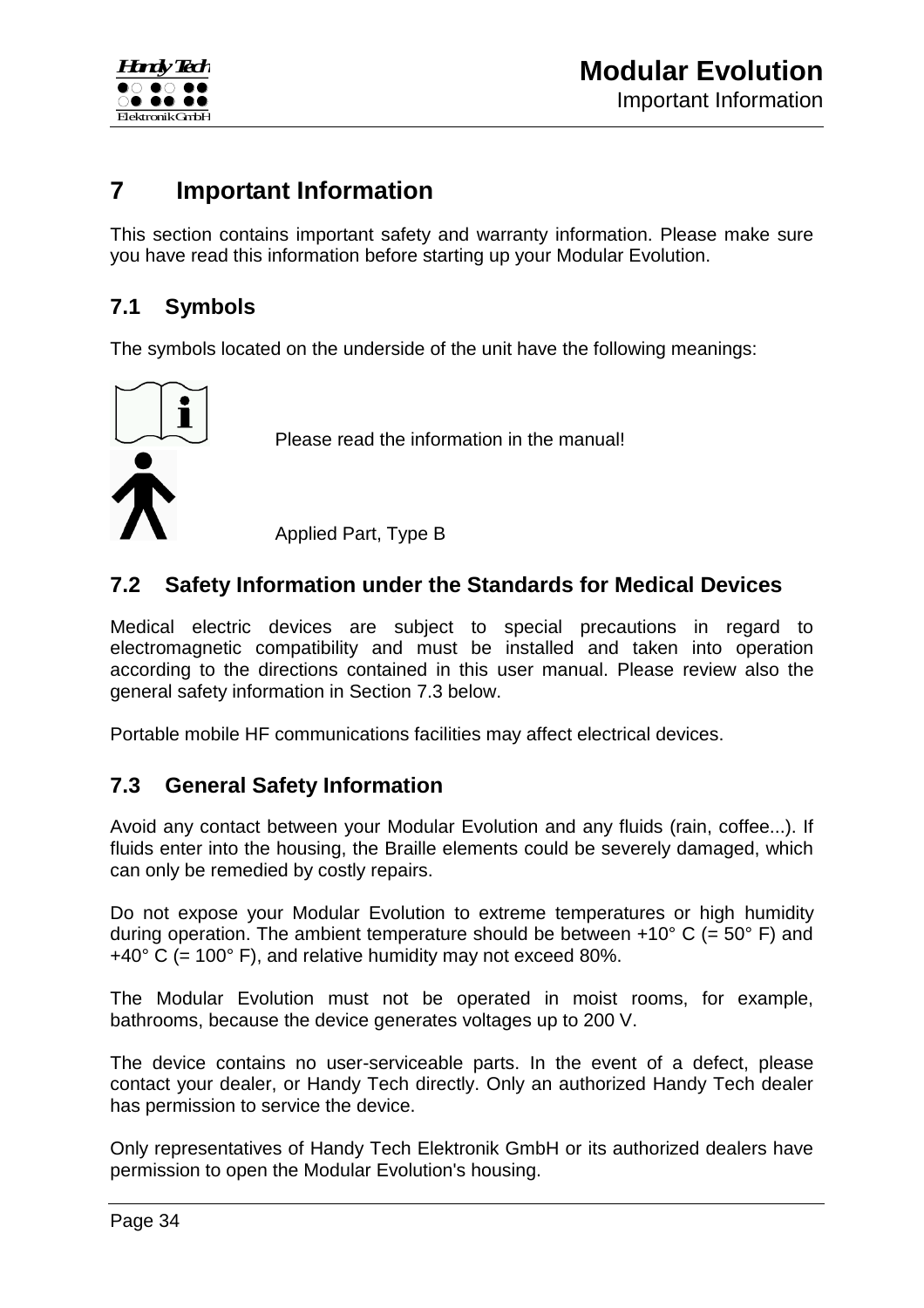# 7 Important Information

This section contains important safety and warranty information. Please make sure you have read this information before starting up your Modular Evolution.

## 7.1 Symbols

The symbols located on the underside of the unit have the following meanings:

Please read the information in the manual!

Applied Part, Type B

## 7.2 Safety Information under the Standards for Medical Devices

Medical electric devices are subject to special precautions in regard to electromagnetic compatibility and must be installed and taken into operation according to the directions contained in this user manual. Please review also the general safety information in Section 7.3 below.

Portable mobile HF communications facilities may affect electrical devices.

## 7.3 General Safety Information

Avoid any contact between your Modular Evolution and any fluids (rain, coffee...). If fluids enter into the housing, the Braille elements could be severely damaged, which can only be remedied by costly repairs.

Do not expose your Modular Evolution to extreme temperatures or high humidity during operation. The ambient temperature should be between +10° C (= 50° F) and +40° C (= 100° F), and relative humidity may not exceed 80%.

The Modular Evolution must not be operated in moist rooms, for example, bathrooms, because the device generates voltages up to 200 V.

The device contains no user-serviceable parts. In the event of a defect, please contact your dealer, or Handy Tech directly. Only an authorized Handy Tech dealer has permission to service the device.

Only representatives of Handy Tech Elektronik GmbH or its authorized dealers have permission to open the Modular Evolution's housing.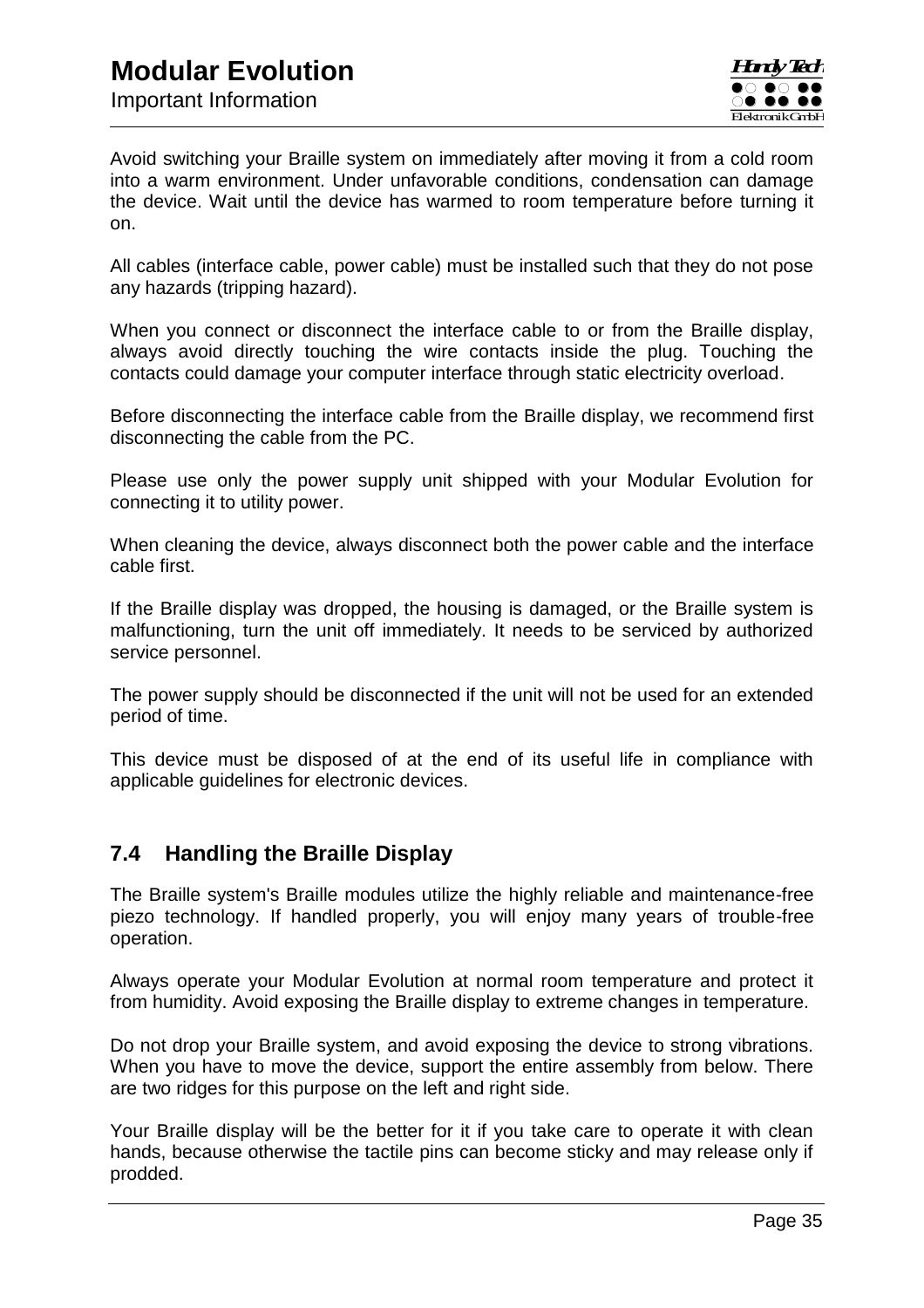Avoid switching your Braille system on immediately after moving it from a cold room into a warm environment. Under unfavorable conditions, condensation can damage the device. Wait until the device has warmed to room temperature before turning it on.

All cables (interface cable, power cable) must be installed such that they do not pose any hazards (tripping hazard).

When you connect or disconnect the interface cable to or from the Braille display, always avoid directly touching the wire contacts inside the plug. Touching the contacts could damage your computer interface through static electricity overload.

Before disconnecting the interface cable from the Braille display, we recommend first disconnecting the cable from the PC.

Please use only the power supply unit shipped with your Modular Evolution for connecting it to utility power.

When cleaning the device, always disconnect both the power cable and the interface cable first.

If the Braille display was dropped, the housing is damaged, or the Braille system is malfunctioning, turn the unit off immediately. It needs to be serviced by authorized service personnel.

The power supply should be disconnected if the unit will not be used for an extended period of time.

This device must be disposed of at the end of its useful life in compliance with applicable guidelines for electronic devices.

## 7.4 Handling the Braille Display

The Braille system's Braille modules utilize the highly reliable and maintenance-free piezo technology. If handled properly, you will enjoy many years of trouble-free operation.

Always operate your Modular Evolution at normal room temperature and protect it from humidity. Avoid exposing the Braille display to extreme changes in temperature.

Do not drop your Braille system, and avoid exposing the device to strong vibrations. When you have to move the device, support the entire assembly from below. There are two ridges for this purpose on the left and right side.

Your Braille display will be the better for it if you take care to operate it with clean hands, because otherwise the tactile pins can become sticky and may release only if prodded.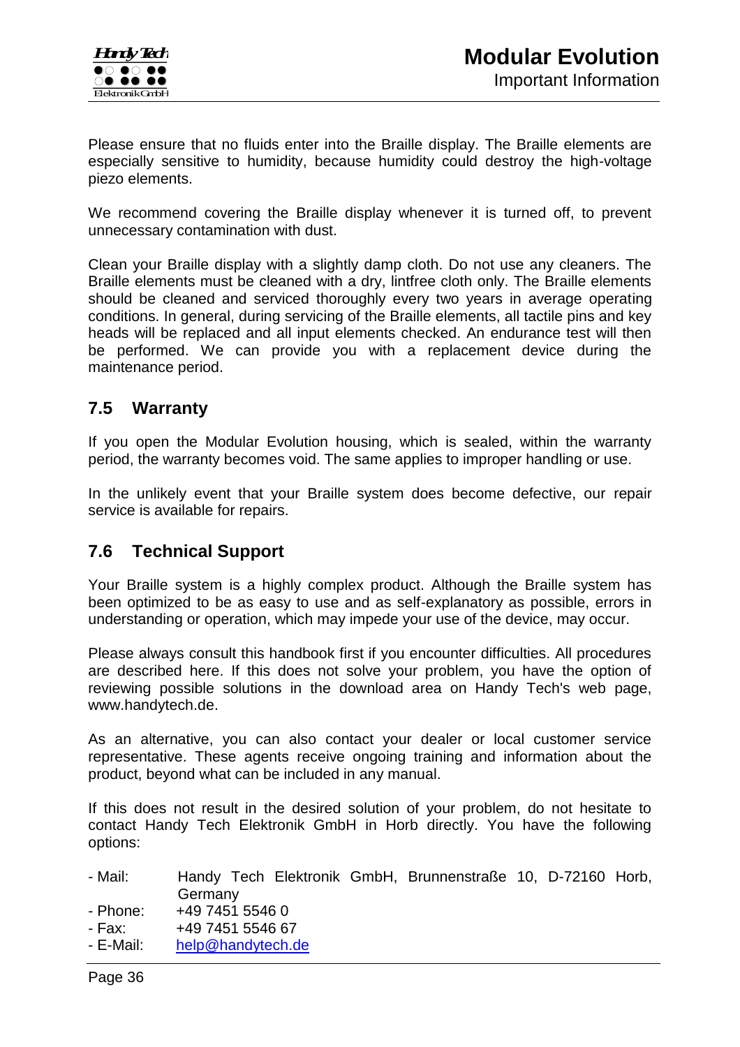Please ensure that no fluids enter into the Braille display. The Braille elements are especially sensitive to humidity, because humidity could destroy the high-voltage piezo elements.

We recommend covering the Braille display whenever it is turned off, to prevent unnecessary contamination with dust.

Clean your Braille display with a slightly damp cloth. Do not use any cleaners. The Braille elements must be cleaned with a dry, lintfree cloth only. The Braille elements should be cleaned and serviced thoroughly every two years in average operating conditions. In general, during servicing of the Braille elements, all tactile pins and key heads will be replaced and all input elements checked. An endurance test will then be performed. We can provide you with a replacement device during the maintenance period.

## 7.5 Warranty

If you open the Modular Evolution housing, which is sealed, within the warranty period, the warranty becomes void. The same applies to improper handling or use.

In the unlikely event that your Braille system does become defective, our repair service is available for repairs.

## 7.6 Technical Support

Your Braille system is a highly complex product. Although the Braille system has been optimized to be as easy to use and as self-explanatory as possible, errors in understanding or operation, which may impede your use of the device, may occur.

Please always consult this handbook first if you encounter difficulties. All procedures are described here. If this does not solve your problem, you have the option of reviewing possible solutions in the download area on Handy Tech's web page, www.handytech.de.

As an alternative, you can also contact your dealer or local customer service representative. These agents receive ongoing training and information about the product, beyond what can be included in any manual.

If this does not result in the desired solution of your problem, do not hesitate to contact Handy Tech Elektronik GmbH in Horb directly. You have the following options:

- Mail: Handy Tech Elektronik GmbH, Brunnenstraße 10, D-72160 Horb, Germany
- Phone: +49 7451 5546 0
- Fax: +49 7451 5546 67
- E-Mail: help@handytech.de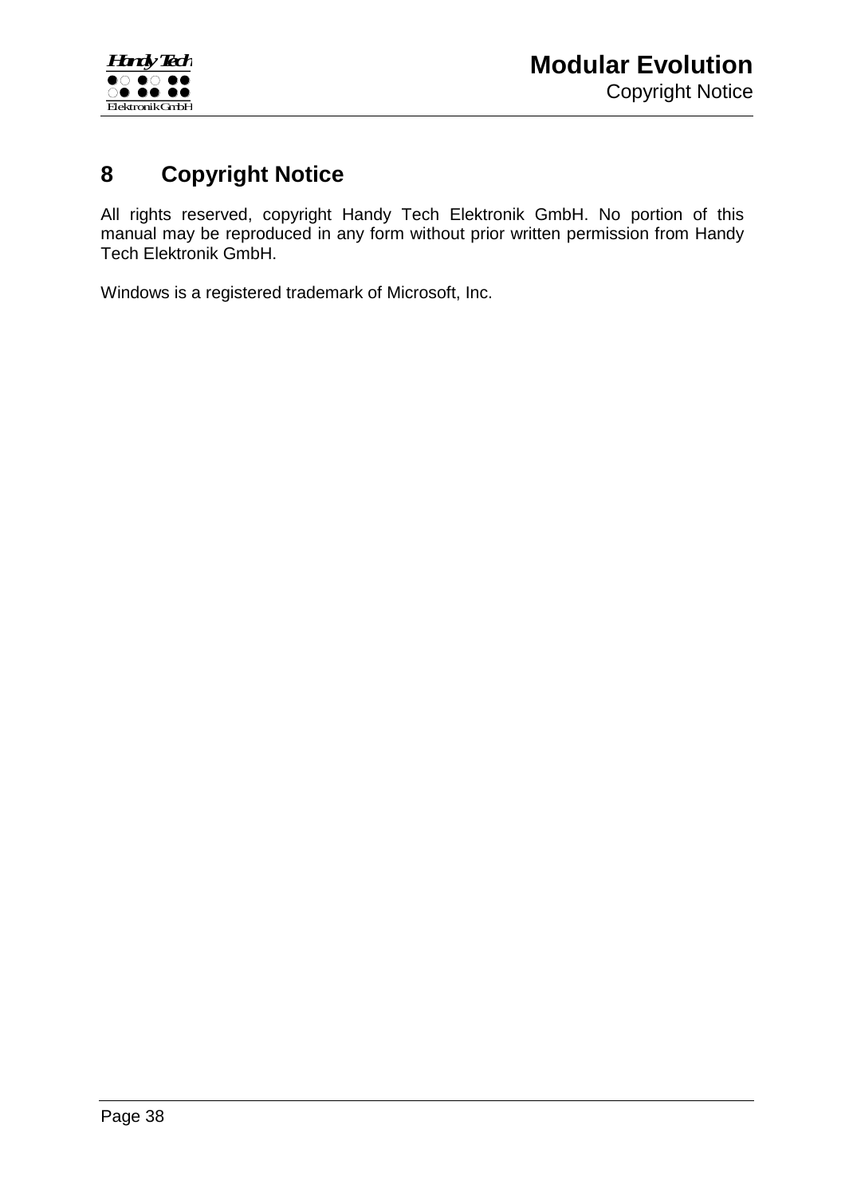# 8 Copyright Notice

All rights reserved, copyright Handy Tech Elektronik GmbH. No portion of this manual may be reproduced in any form without prior written permission from Handy Tech Elektronik GmbH.

Windows is a registered trademark of Microsoft, Inc.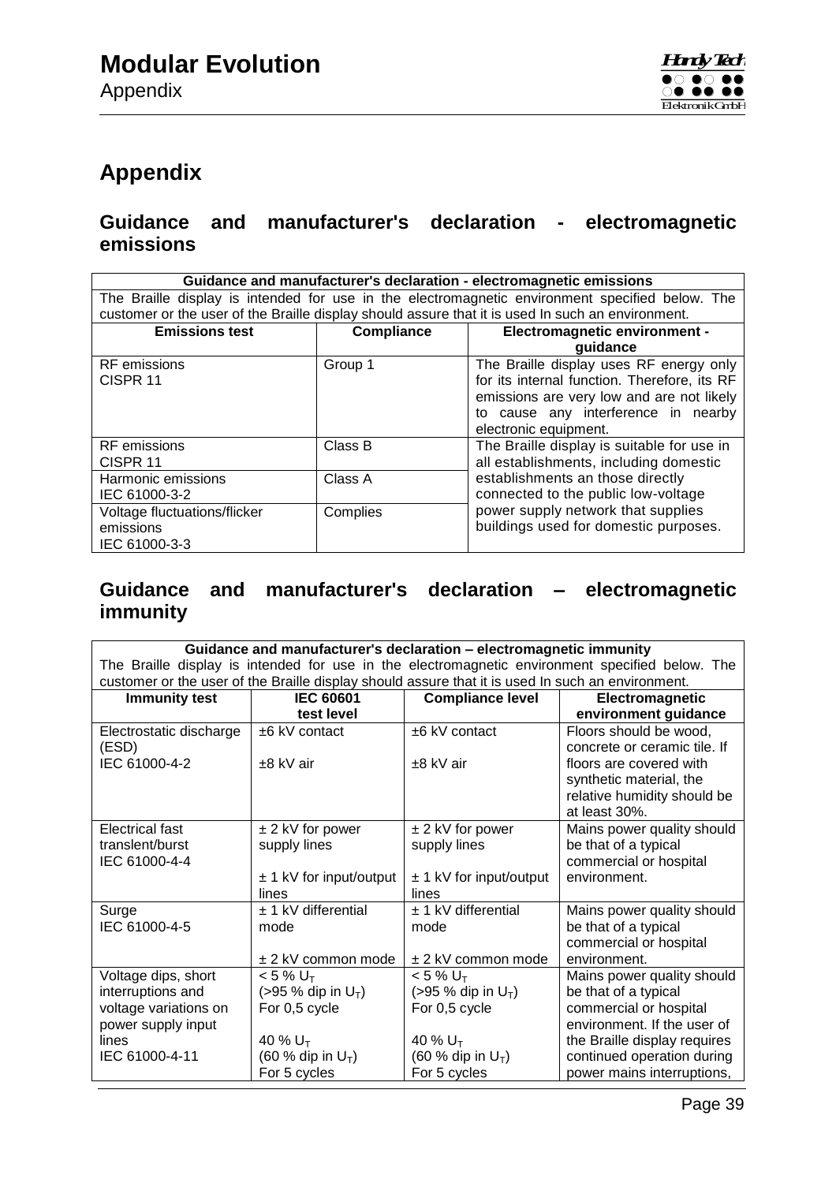# Appendix

## Guidance and manufacturer's declaration - electromagnetic emissions

| Guidance and manufacturer's declaration - electromagnetic emissions | | |
|---|---|---|
| The Braille display is intended for use in the electromagnetic environment specified below. The customer or the user of the Braille display should assure that it is used In such an environment. | | |
| **Emissions test** | **Compliance** | **Electromagnetic environment - guidance** |
| RF emissions CISPR 11 | Group 1 | The Braille display uses RF energy only for its internal function. Therefore, its RF emissions are very low and are not likely to cause any interference in nearby electronic equipment. |
| RF emissions CISPR 11 | Class B | The Braille display is suitable for use in all establishments, including domestic establishments an those directly connected to the public low-voltage power supply network that supplies buildings used for domestic purposes. |
| Harmonic emissions IEC 61000-3-2 | Class A | |
| Voltage fluctuations/flicker emissions IEC 61000-3-3 | Complies | |

## Guidance and manufacturer's declaration – electromagnetic immunity

| Guidance and manufacturer's declaration – electromagnetic immunity | | | |
|---|---|---|---|
| The Braille display is intended for use in the electromagnetic environment specified below. The customer or the user of the Braille display should assure that it is used In such an environment. | | | |
| **Immunity test** | **IEC 60601 test level** | **Compliance level** | **Electromagnetic environment guidance** |
| Electrostatic discharge (ESD) IEC 61000-4-2 | ±6 kV contact<br><br>±8 kV air | ±6 kV contact<br><br>±8 kV air | Floors should be wood, concrete or ceramic tile. If floors are covered with synthetic material, the relative humidity should be at least 30%. |
| Electrical fast translent/burst IEC 61000-4-4 | ± 2 kV for power supply lines<br><br>± 1 kV for input/output lines | ± 2 kV for power supply lines<br><br>± 1 kV for input/output lines | Mains power quality should be that of a typical commercial or hospital environment. |
| Surge IEC 61000-4-5 | ± 1 kV differential mode<br><br>± 2 kV common mode | ± 1 kV differential mode<br><br>± 2 kV common mode | Mains power quality should be that of a typical commercial or hospital environment. |
| Voltage dips, short interruptions and voltage variations on power supply input lines IEC 61000-4-11 | < 5 % $U_T$ (>95 % dip in $U_T$) For 0,5 cycle<br><br>40 % $U_T$ (60 % dip in $U_T$) For 5 cycles | < 5 % $U_T$ (>95 % dip in $U_T$) For 0,5 cycle<br><br>40 % $U_T$ (60 % dip in $U_T$) For 5 cycles | Mains power quality should be that of a typical commercial or hospital environment. If the user of the Braille display requires continued operation during power mains interruptions, |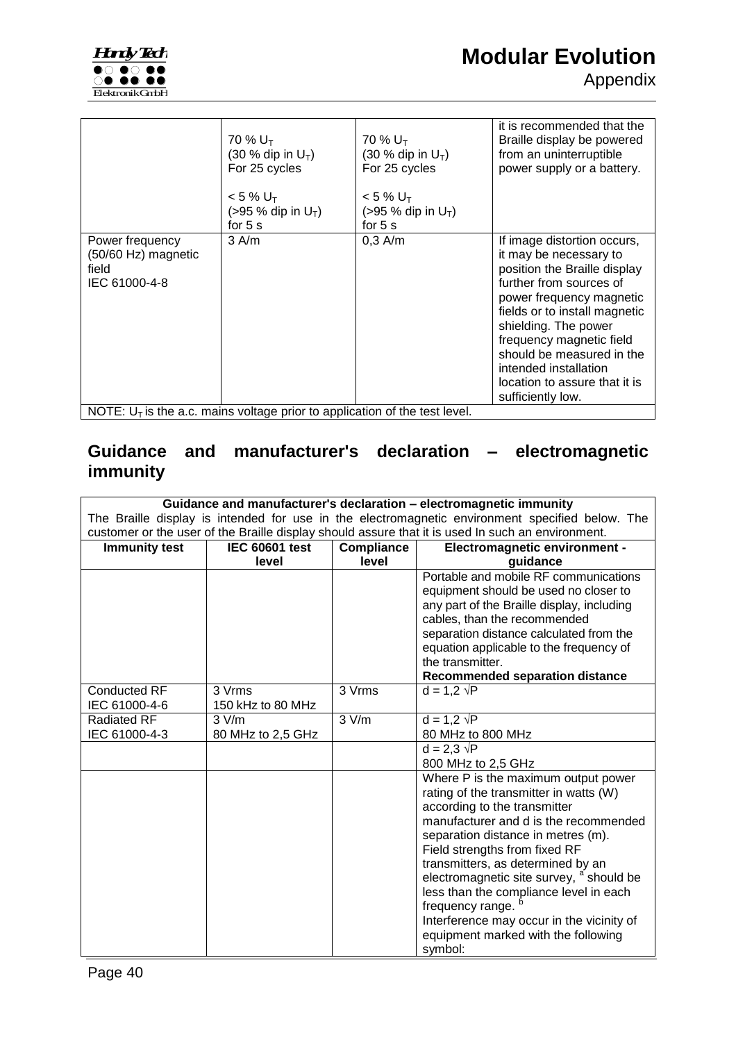| | | | |
|---|---|---|---|
| | 70 % $U_T$<br>(30 % dip in $U_T$)<br>For 25 cycles<br><br>< 5 % $U_T$<br>(>95 % dip in $U_T$)<br>for 5 s | 70 % $U_T$<br>(30 % dip in $U_T$)<br>For 25 cycles<br><br>< 5 % $U_T$<br>(>95 % dip in $U_T$)<br>for 5 s | it is recommended that the Braille display be powered from an uninterruptible power supply or a battery. |
| Power frequency (50/60 Hz) magnetic field<br>IEC 61000-4-8 | 3 A/m | 0,3 A/m | If image distortion occurs, it may be necessary to position the Braille display further from sources of power frequency magnetic fields or to install magnetic shielding. The power frequency magnetic field should be measured in the intended installation location to assure that it is sufficiently low. |
| NOTE: $U_T$ is the a.c. mains voltage prior to application of the test level. | | | |

## Guidance and manufacturer's declaration – electromagnetic immunity

**Guidance and manufacturer's declaration – electromagnetic immunity**

The Braille display is intended for use in the electromagnetic environment specified below. The customer or the user of the Braille display should assure that it is used In such an environment.

| Immunity test | IEC 60601 test level | Compliance level | Electromagnetic environment - guidance |
|---|---|---|---|
| | | | Portable and mobile RF communications equipment should be used no closer to any part of the Braille display, including cables, than the recommended separation distance calculated from the equation applicable to the frequency of the transmitter.<br>**Recommended separation distance** |
| Conducted RF<br>IEC 61000-4-6 | 3 Vrms<br>150 kHz to 80 MHz | 3 Vrms | $d = 1,2\ \sqrt{P}$ |
| Radiated RF<br>IEC 61000-4-3 | 3 V/m<br>80 MHz to 2,5 GHz | 3 V/m | $d = 1,2\ \sqrt{P}$<br>80 MHz to 800 MHz |
| | | | $d = 2,3\ \sqrt{P}$<br>800 MHz to 2,5 GHz |
| | | | Where P is the maximum output power rating of the transmitter in watts (W) according to the transmitter manufacturer and d is the recommended separation distance in metres (m).<br>Field strengths from fixed RF transmitters, as determined by an electromagnetic site survey, [a] should be less than the compliance level in each frequency range. [b]<br>Interference may occur in the vicinity of equipment marked with the following symbol: |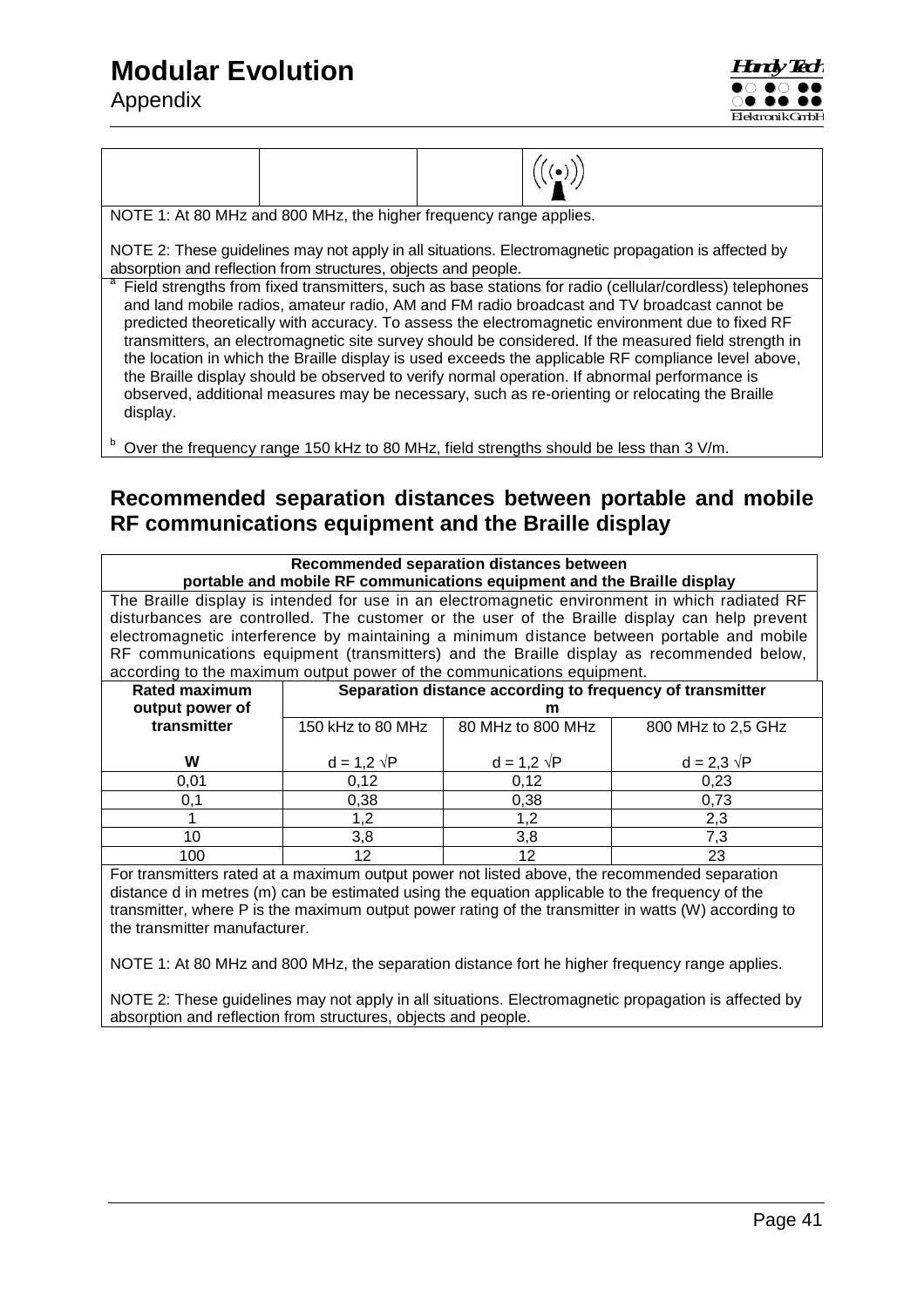| | | | |
|---|---|---|---|
| | | | ((•)) |

NOTE 1: At 80 MHz and 800 MHz, the higher frequency range applies.

NOTE 2: These guidelines may not apply in all situations. Electromagnetic propagation is affected by absorption and reflection from structures, objects and people.

[a] Field strengths from fixed transmitters, such as base stations for radio (cellular/cordless) telephones and land mobile radios, amateur radio, AM and FM radio broadcast and TV broadcast cannot be predicted theoretically with accuracy. To assess the electromagnetic environment due to fixed RF transmitters, an electromagnetic site survey should be considered. If the measured field strength in the location in which the Braille display is used exceeds the applicable RF compliance level above, the Braille display should be observed to verify normal operation. If abnormal performance is observed, additional measures may be necessary, such as re-orienting or relocating the Braille display.

[b] Over the frequency range 150 kHz to 80 MHz, field strengths should be less than 3 V/m.

## Recommended separation distances between portable and mobile RF communications equipment and the Braille display

**Recommended separation distances between portable and mobile RF communications equipment and the Braille display**

The Braille display is intended for use in an electromagnetic environment in which radiated RF disturbances are controlled. The customer or the user of the Braille display can help prevent electromagnetic interference by maintaining a minimum distance between portable and mobile RF communications equipment (transmitters) and the Braille display as recommended below, according to the maximum output power of the communications equipment.

| **Rated maximum output power of transmitter** | **Separation distance according to frequency of transmitter m** | | |
|---|---|---|---|
| | 150 kHz to 80 MHz | 80 MHz to 800 MHz | 800 MHz to 2,5 GHz |
| **W** | $d = 1,2 \sqrt{P}$ | $d = 1,2 \sqrt{P}$ | $d = 2,3 \sqrt{P}$ |
| 0,01 | 0,12 | 0,12 | 0,23 |
| 0,1 | 0,38 | 0,38 | 0,73 |
| 1 | 1,2 | 1,2 | 2,3 |
| 10 | 3,8 | 3,8 | 7,3 |
| 100 | 12 | 12 | 23 |

For transmitters rated at a maximum output power not listed above, the recommended separation distance d in metres (m) can be estimated using the equation applicable to the frequency of the transmitter, where P is the maximum output power rating of the transmitter in watts (W) according to the transmitter manufacturer.

NOTE 1: At 80 MHz and 800 MHz, the separation distance fort he higher frequency range applies.

NOTE 2: These guidelines may not apply in all situations. Electromagnetic propagation is affected by absorption and reflection from structures, objects and people.